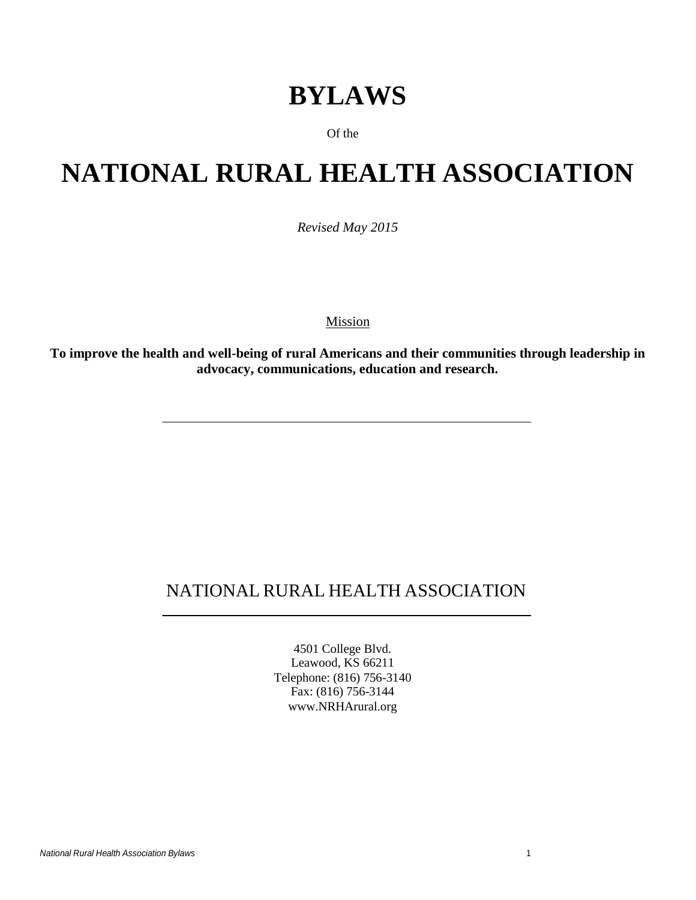# BYLAWS

Of the

# NATIONAL RURAL HEALTH ASSOCIATION

*Revised May 2015*

Mission

**To improve the health and well-being of rural Americans and their communities through leadership in advocacy, communications, education and research.**

---

NATIONAL RURAL HEALTH ASSOCIATION

---

4501 College Blvd.
Leawood, KS 66211
Telephone: (816) 756-3140
Fax: (816) 756-3144
www.NRHArural.org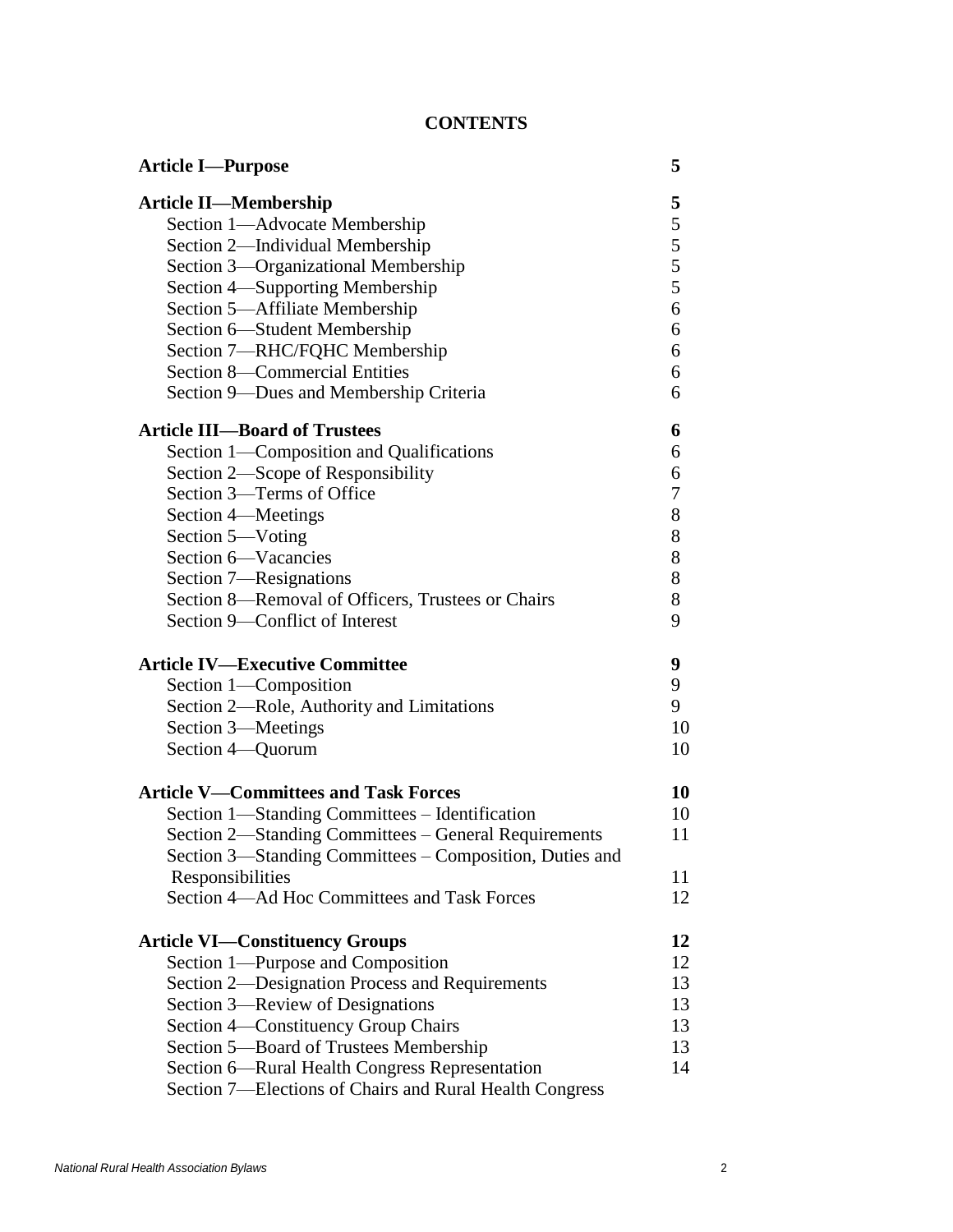# CONTENTS

| | |
|---|---|
| **Article I—Purpose** | **5** |
| **Article II—Membership** | **5** |
| Section 1—Advocate Membership | 5 |
| Section 2—Individual Membership | 5 |
| Section 3—Organizational Membership | 5 |
| Section 4—Supporting Membership | 5 |
| Section 5—Affiliate Membership | 6 |
| Section 6—Student Membership | 6 |
| Section 7—RHC/FQHC Membership | 6 |
| Section 8—Commercial Entities | 6 |
| Section 9—Dues and Membership Criteria | 6 |
| **Article III—Board of Trustees** | **6** |
| Section 1—Composition and Qualifications | 6 |
| Section 2—Scope of Responsibility | 6 |
| Section 3—Terms of Office | 7 |
| Section 4—Meetings | 8 |
| Section 5—Voting | 8 |
| Section 6—Vacancies | 8 |
| Section 7—Resignations | 8 |
| Section 8—Removal of Officers, Trustees or Chairs | 8 |
| Section 9—Conflict of Interest | 9 |
| **Article IV—Executive Committee** | **9** |
| Section 1—Composition | 9 |
| Section 2—Role, Authority and Limitations | 9 |
| Section 3—Meetings | 10 |
| Section 4—Quorum | 10 |
| **Article V—Committees and Task Forces** | **10** |
| Section 1—Standing Committees – Identification | 10 |
| Section 2—Standing Committees – General Requirements | 11 |
| Section 3—Standing Committees – Composition, Duties and Responsibilities | 11 |
| Section 4—Ad Hoc Committees and Task Forces | 12 |
| **Article VI—Constituency Groups** | **12** |
| Section 1—Purpose and Composition | 12 |
| Section 2—Designation Process and Requirements | 13 |
| Section 3—Review of Designations | 13 |
| Section 4—Constituency Group Chairs | 13 |
| Section 5—Board of Trustees Membership | 13 |
| Section 6—Rural Health Congress Representation | 14 |
| Section 7—Elections of Chairs and Rural Health Congress | |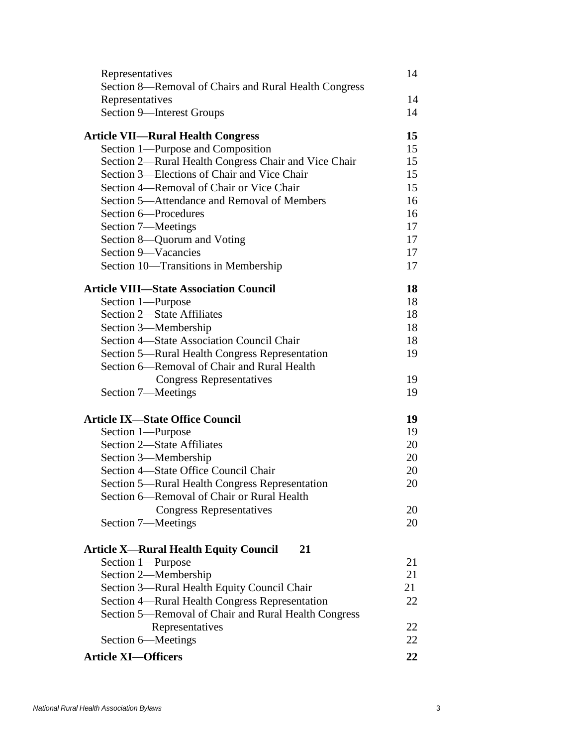| | |
|---|---|
| Representatives | 14 |
| Section 8—Removal of Chairs and Rural Health Congress Representatives | 14 |
| Section 9—Interest Groups | 14 |
| **Article VII—Rural Health Congress** | **15** |
| Section 1—Purpose and Composition | 15 |
| Section 2—Rural Health Congress Chair and Vice Chair | 15 |
| Section 3—Elections of Chair and Vice Chair | 15 |
| Section 4—Removal of Chair or Vice Chair | 15 |
| Section 5—Attendance and Removal of Members | 16 |
| Section 6—Procedures | 16 |
| Section 7—Meetings | 17 |
| Section 8—Quorum and Voting | 17 |
| Section 9—Vacancies | 17 |
| Section 10—Transitions in Membership | 17 |
| **Article VIII—State Association Council** | **18** |
| Section 1—Purpose | 18 |
| Section 2—State Affiliates | 18 |
| Section 3—Membership | 18 |
| Section 4—State Association Council Chair | 18 |
| Section 5—Rural Health Congress Representation | 19 |
| Section 6—Removal of Chair and Rural Health Congress Representatives | 19 |
| Section 7—Meetings | 19 |
| **Article IX—State Office Council** | **19** |
| Section 1—Purpose | 19 |
| Section 2—State Affiliates | 20 |
| Section 3—Membership | 20 |
| Section 4—State Office Council Chair | 20 |
| Section 5—Rural Health Congress Representation | 20 |
| Section 6—Removal of Chair or Rural Health Congress Representatives | 20 |
| Section 7—Meetings | 20 |
| **Article X—Rural Health Equity Council** | **21** |
| Section 1—Purpose | 21 |
| Section 2—Membership | 21 |
| Section 3—Rural Health Equity Council Chair | 21 |
| Section 4—Rural Health Congress Representation | 22 |
| Section 5—Removal of Chair and Rural Health Congress Representatives | 22 |
| Section 6—Meetings | 22 |
| **Article XI—Officers** | **22** |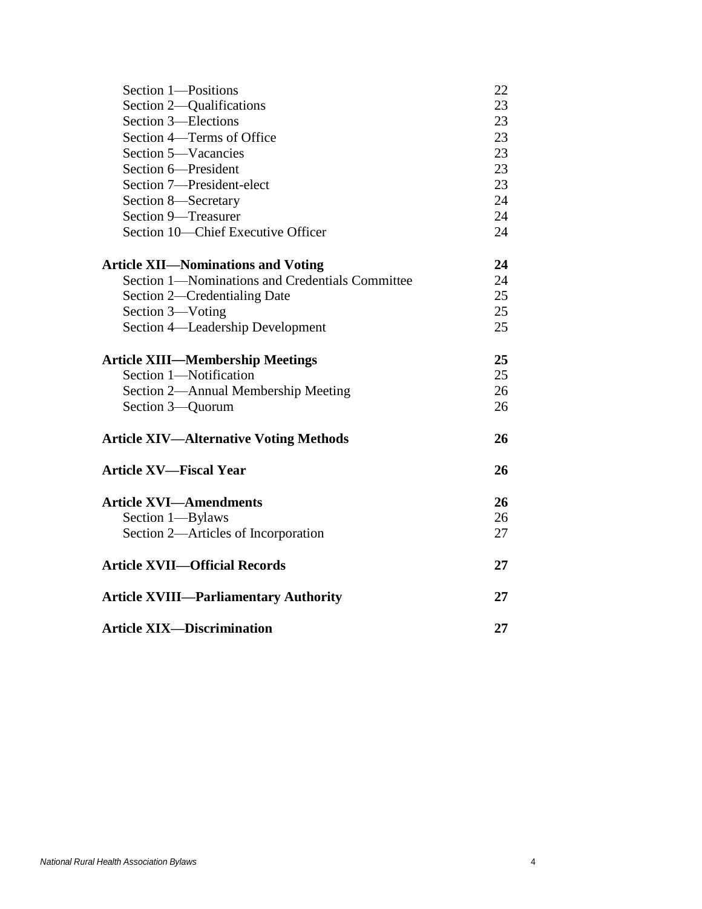| | |
|---|---|
| Section 1—Positions | 22 |
| Section 2—Qualifications | 23 |
| Section 3—Elections | 23 |
| Section 4—Terms of Office | 23 |
| Section 5—Vacancies | 23 |
| Section 6—President | 23 |
| Section 7—President-elect | 23 |
| Section 8—Secretary | 24 |
| Section 9—Treasurer | 24 |
| Section 10—Chief Executive Officer | 24 |
| **Article XII—Nominations and Voting** | **24** |
| Section 1—Nominations and Credentials Committee | 24 |
| Section 2—Credentialing Date | 25 |
| Section 3—Voting | 25 |
| Section 4—Leadership Development | 25 |
| **Article XIII—Membership Meetings** | **25** |
| Section 1—Notification | 25 |
| Section 2—Annual Membership Meeting | 26 |
| Section 3—Quorum | 26 |
| **Article XIV—Alternative Voting Methods** | **26** |
| **Article XV—Fiscal Year** | **26** |
| **Article XVI—Amendments** | **26** |
| Section 1—Bylaws | 26 |
| Section 2—Articles of Incorporation | 27 |
| **Article XVII—Official Records** | **27** |
| **Article XVIII—Parliamentary Authority** | **27** |
| **Article XIX—Discrimination** | **27** |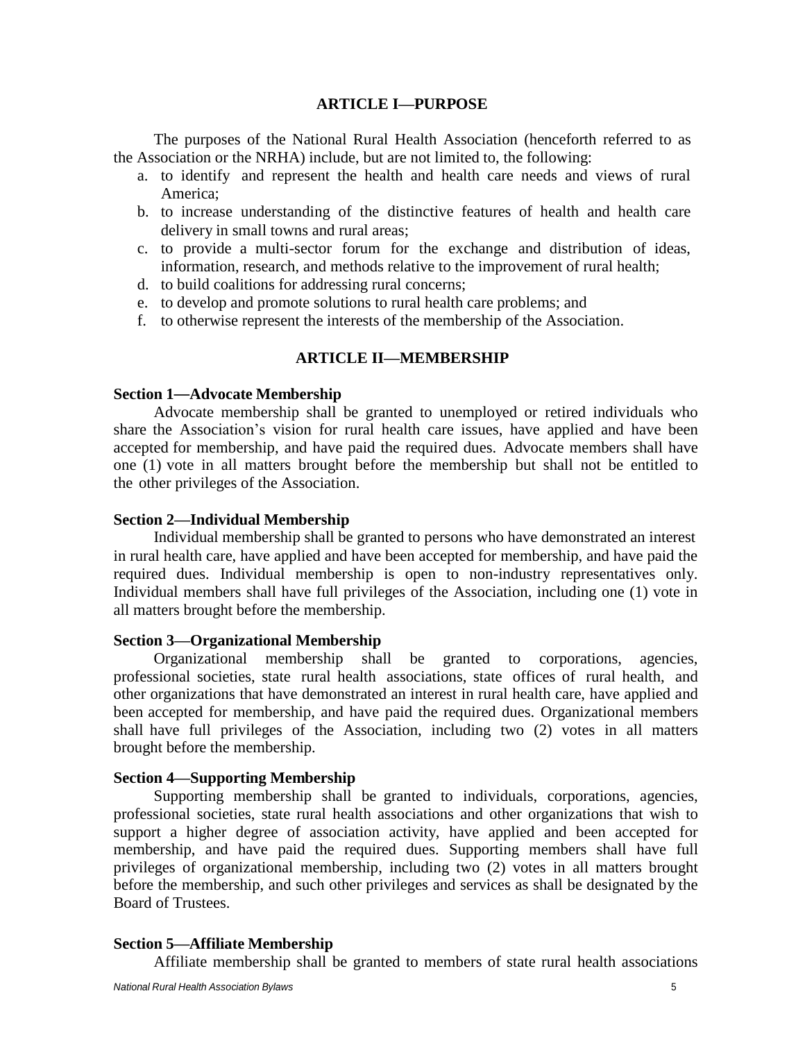## ARTICLE I—PURPOSE

The purposes of the National Rural Health Association (henceforth referred to as the Association or the NRHA) include, but are not limited to, the following:

a. to identify and represent the health and health care needs and views of rural America;
b. to increase understanding of the distinctive features of health and health care delivery in small towns and rural areas;
c. to provide a multi-sector forum for the exchange and distribution of ideas, information, research, and methods relative to the improvement of rural health;
d. to build coalitions for addressing rural concerns;
e. to develop and promote solutions to rural health care problems; and
f. to otherwise represent the interests of the membership of the Association.

## ARTICLE II—MEMBERSHIP

**Section 1—Advocate Membership**

Advocate membership shall be granted to unemployed or retired individuals who share the Association's vision for rural health care issues, have applied and have been accepted for membership, and have paid the required dues. Advocate members shall have one (1) vote in all matters brought before the membership but shall not be entitled to the other privileges of the Association.

**Section 2—Individual Membership**

Individual membership shall be granted to persons who have demonstrated an interest in rural health care, have applied and have been accepted for membership, and have paid the required dues. Individual membership is open to non-industry representatives only. Individual members shall have full privileges of the Association, including one (1) vote in all matters brought before the membership.

**Section 3—Organizational Membership**

Organizational membership shall be granted to corporations, agencies, professional societies, state rural health associations, state offices of rural health, and other organizations that have demonstrated an interest in rural health care, have applied and been accepted for membership, and have paid the required dues. Organizational members shall have full privileges of the Association, including two (2) votes in all matters brought before the membership.

**Section 4—Supporting Membership**

Supporting membership shall be granted to individuals, corporations, agencies, professional societies, state rural health associations and other organizations that wish to support a higher degree of association activity, have applied and been accepted for membership, and have paid the required dues. Supporting members shall have full privileges of organizational membership, including two (2) votes in all matters brought before the membership, and such other privileges and services as shall be designated by the Board of Trustees.

**Section 5—Affiliate Membership**

Affiliate membership shall be granted to members of state rural health associations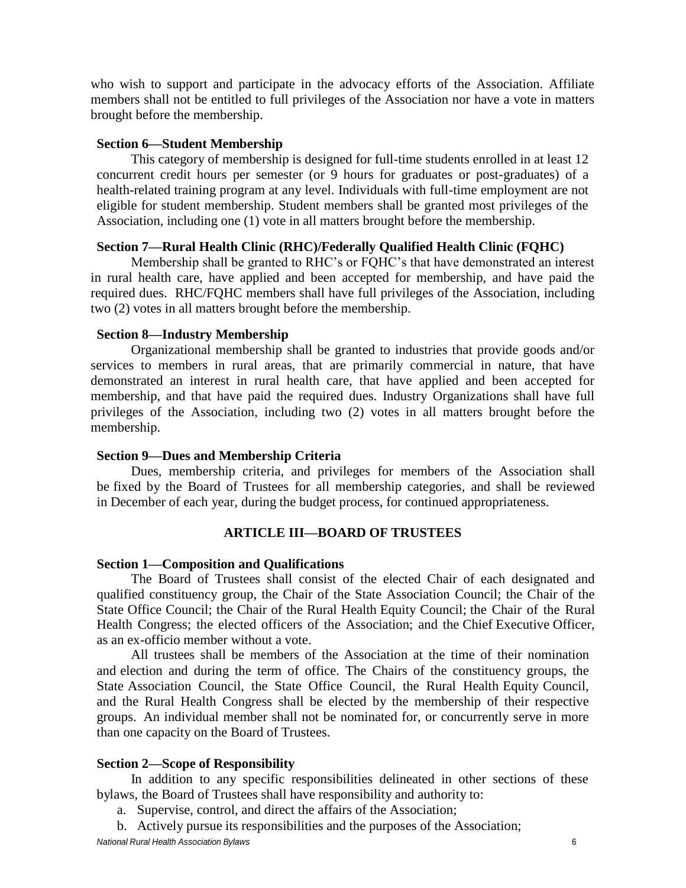who wish to support and participate in the advocacy efforts of the Association. Affiliate members shall not be entitled to full privileges of the Association nor have a vote in matters brought before the membership.

**Section 6—Student Membership**

This category of membership is designed for full-time students enrolled in at least 12 concurrent credit hours per semester (or 9 hours for graduates or post-graduates) of a health-related training program at any level. Individuals with full-time employment are not eligible for student membership. Student members shall be granted most privileges of the Association, including one (1) vote in all matters brought before the membership.

**Section 7—Rural Health Clinic (RHC)/Federally Qualified Health Clinic (FQHC)**

Membership shall be granted to RHC's or FQHC's that have demonstrated an interest in rural health care, have applied and been accepted for membership, and have paid the required dues. RHC/FQHC members shall have full privileges of the Association, including two (2) votes in all matters brought before the membership.

**Section 8—Industry Membership**

Organizational membership shall be granted to industries that provide goods and/or services to members in rural areas, that are primarily commercial in nature, that have demonstrated an interest in rural health care, that have applied and been accepted for membership, and that have paid the required dues. Industry Organizations shall have full privileges of the Association, including two (2) votes in all matters brought before the membership.

**Section 9—Dues and Membership Criteria**

Dues, membership criteria, and privileges for members of the Association shall be fixed by the Board of Trustees for all membership categories, and shall be reviewed in December of each year, during the budget process, for continued appropriateness.

## ARTICLE III—BOARD OF TRUSTEES

**Section 1—Composition and Qualifications**

The Board of Trustees shall consist of the elected Chair of each designated and qualified constituency group, the Chair of the State Association Council; the Chair of the State Office Council; the Chair of the Rural Health Equity Council; the Chair of the Rural Health Congress; the elected officers of the Association; and the Chief Executive Officer, as an ex-officio member without a vote.

All trustees shall be members of the Association at the time of their nomination and election and during the term of office. The Chairs of the constituency groups, the State Association Council, the State Office Council, the Rural Health Equity Council, and the Rural Health Congress shall be elected by the membership of their respective groups. An individual member shall not be nominated for, or concurrently serve in more than one capacity on the Board of Trustees.

**Section 2—Scope of Responsibility**

In addition to any specific responsibilities delineated in other sections of these bylaws, the Board of Trustees shall have responsibility and authority to:

a. Supervise, control, and direct the affairs of the Association;
b. Actively pursue its responsibilities and the purposes of the Association;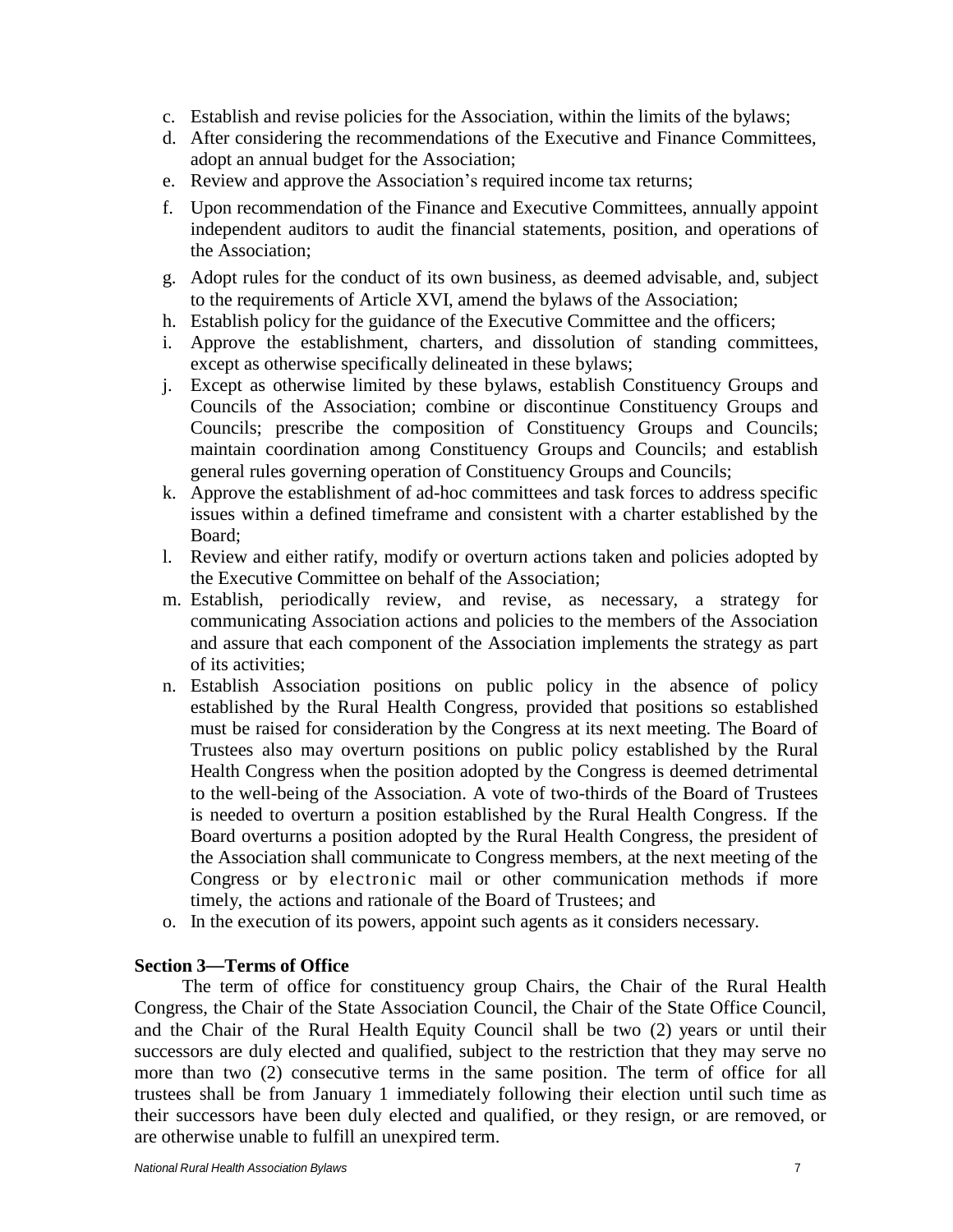c. Establish and revise policies for the Association, within the limits of the bylaws;
d. After considering the recommendations of the Executive and Finance Committees, adopt an annual budget for the Association;
e. Review and approve the Association's required income tax returns;
f. Upon recommendation of the Finance and Executive Committees, annually appoint independent auditors to audit the financial statements, position, and operations of the Association;
g. Adopt rules for the conduct of its own business, as deemed advisable, and, subject to the requirements of Article XVI, amend the bylaws of the Association;
h. Establish policy for the guidance of the Executive Committee and the officers;
i. Approve the establishment, charters, and dissolution of standing committees, except as otherwise specifically delineated in these bylaws;
j. Except as otherwise limited by these bylaws, establish Constituency Groups and Councils of the Association; combine or discontinue Constituency Groups and Councils; prescribe the composition of Constituency Groups and Councils; maintain coordination among Constituency Groups and Councils; and establish general rules governing operation of Constituency Groups and Councils;
k. Approve the establishment of ad-hoc committees and task forces to address specific issues within a defined timeframe and consistent with a charter established by the Board;
l. Review and either ratify, modify or overturn actions taken and policies adopted by the Executive Committee on behalf of the Association;
m. Establish, periodically review, and revise, as necessary, a strategy for communicating Association actions and policies to the members of the Association and assure that each component of the Association implements the strategy as part of its activities;
n. Establish Association positions on public policy in the absence of policy established by the Rural Health Congress, provided that positions so established must be raised for consideration by the Congress at its next meeting. The Board of Trustees also may overturn positions on public policy established by the Rural Health Congress when the position adopted by the Congress is deemed detrimental to the well-being of the Association. A vote of two-thirds of the Board of Trustees is needed to overturn a position established by the Rural Health Congress. If the Board overturns a position adopted by the Rural Health Congress, the president of the Association shall communicate to Congress members, at the next meeting of the Congress or by electronic mail or other communication methods if more timely, the actions and rationale of the Board of Trustees; and
o. In the execution of its powers, appoint such agents as it considers necessary.

**Section 3—Terms of Office**

The term of office for constituency group Chairs, the Chair of the Rural Health Congress, the Chair of the State Association Council, the Chair of the State Office Council, and the Chair of the Rural Health Equity Council shall be two (2) years or until their successors are duly elected and qualified, subject to the restriction that they may serve no more than two (2) consecutive terms in the same position. The term of office for all trustees shall be from January 1 immediately following their election until such time as their successors have been duly elected and qualified, or they resign, or are removed, or are otherwise unable to fulfill an unexpired term.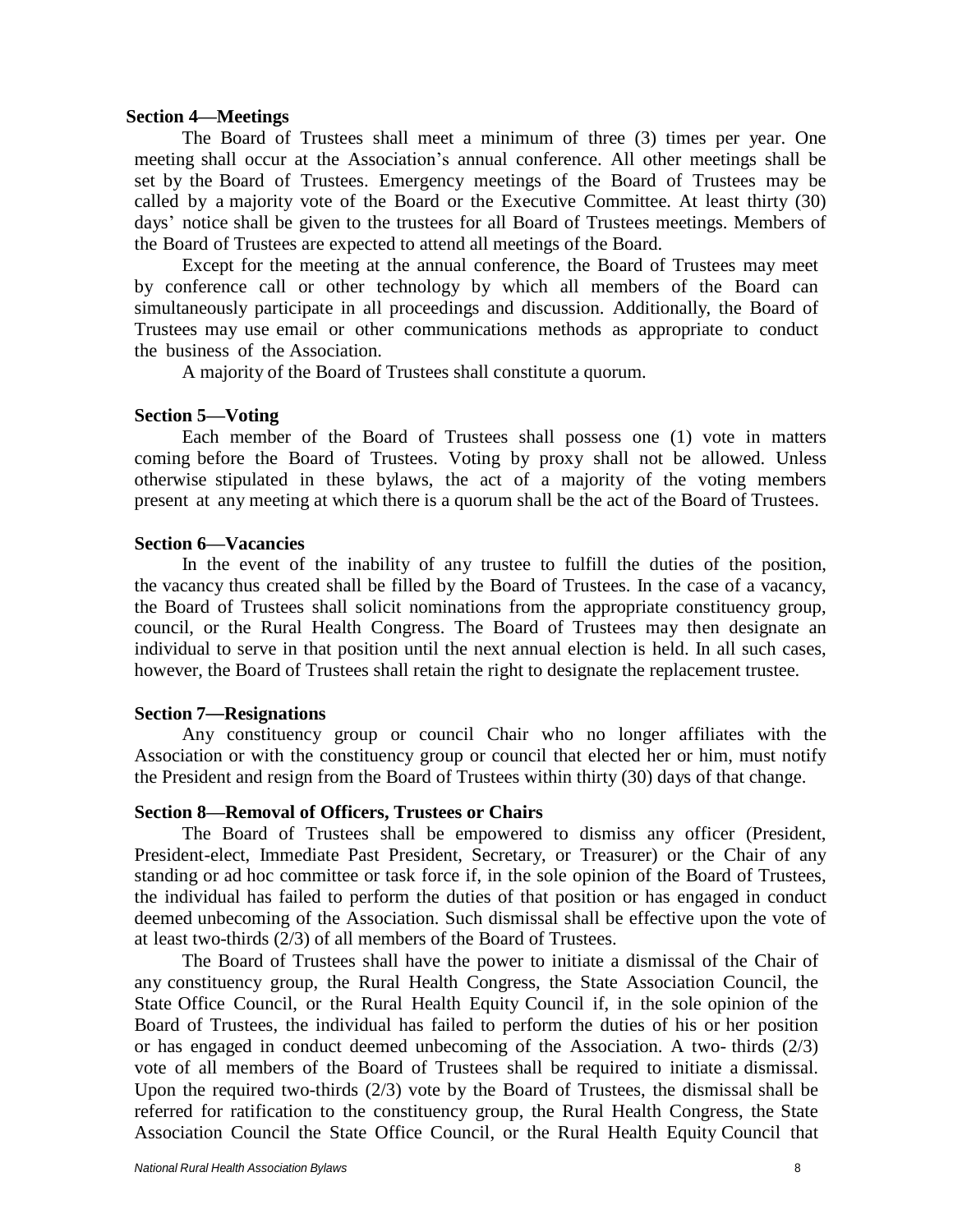### Section 4—Meetings

The Board of Trustees shall meet a minimum of three (3) times per year. One meeting shall occur at the Association's annual conference. All other meetings shall be set by the Board of Trustees. Emergency meetings of the Board of Trustees may be called by a majority vote of the Board or the Executive Committee. At least thirty (30) days' notice shall be given to the trustees for all Board of Trustees meetings. Members of the Board of Trustees are expected to attend all meetings of the Board.

Except for the meeting at the annual conference, the Board of Trustees may meet by conference call or other technology by which all members of the Board can simultaneously participate in all proceedings and discussion. Additionally, the Board of Trustees may use email or other communications methods as appropriate to conduct the business of the Association.

A majority of the Board of Trustees shall constitute a quorum.

### Section 5—Voting

Each member of the Board of Trustees shall possess one (1) vote in matters coming before the Board of Trustees. Voting by proxy shall not be allowed. Unless otherwise stipulated in these bylaws, the act of a majority of the voting members present at any meeting at which there is a quorum shall be the act of the Board of Trustees.

### Section 6—Vacancies

In the event of the inability of any trustee to fulfill the duties of the position, the vacancy thus created shall be filled by the Board of Trustees. In the case of a vacancy, the Board of Trustees shall solicit nominations from the appropriate constituency group, council, or the Rural Health Congress. The Board of Trustees may then designate an individual to serve in that position until the next annual election is held. In all such cases, however, the Board of Trustees shall retain the right to designate the replacement trustee.

### Section 7—Resignations

Any constituency group or council Chair who no longer affiliates with the Association or with the constituency group or council that elected her or him, must notify the President and resign from the Board of Trustees within thirty (30) days of that change.

### Section 8—Removal of Officers, Trustees or Chairs

The Board of Trustees shall be empowered to dismiss any officer (President, President-elect, Immediate Past President, Secretary, or Treasurer) or the Chair of any standing or ad hoc committee or task force if, in the sole opinion of the Board of Trustees, the individual has failed to perform the duties of that position or has engaged in conduct deemed unbecoming of the Association. Such dismissal shall be effective upon the vote of at least two-thirds (2/3) of all members of the Board of Trustees.

The Board of Trustees shall have the power to initiate a dismissal of the Chair of any constituency group, the Rural Health Congress, the State Association Council, the State Office Council, or the Rural Health Equity Council if, in the sole opinion of the Board of Trustees, the individual has failed to perform the duties of his or her position or has engaged in conduct deemed unbecoming of the Association. A two- thirds (2/3) vote of all members of the Board of Trustees shall be required to initiate a dismissal. Upon the required two-thirds (2/3) vote by the Board of Trustees, the dismissal shall be referred for ratification to the constituency group, the Rural Health Congress, the State Association Council the State Office Council, or the Rural Health Equity Council that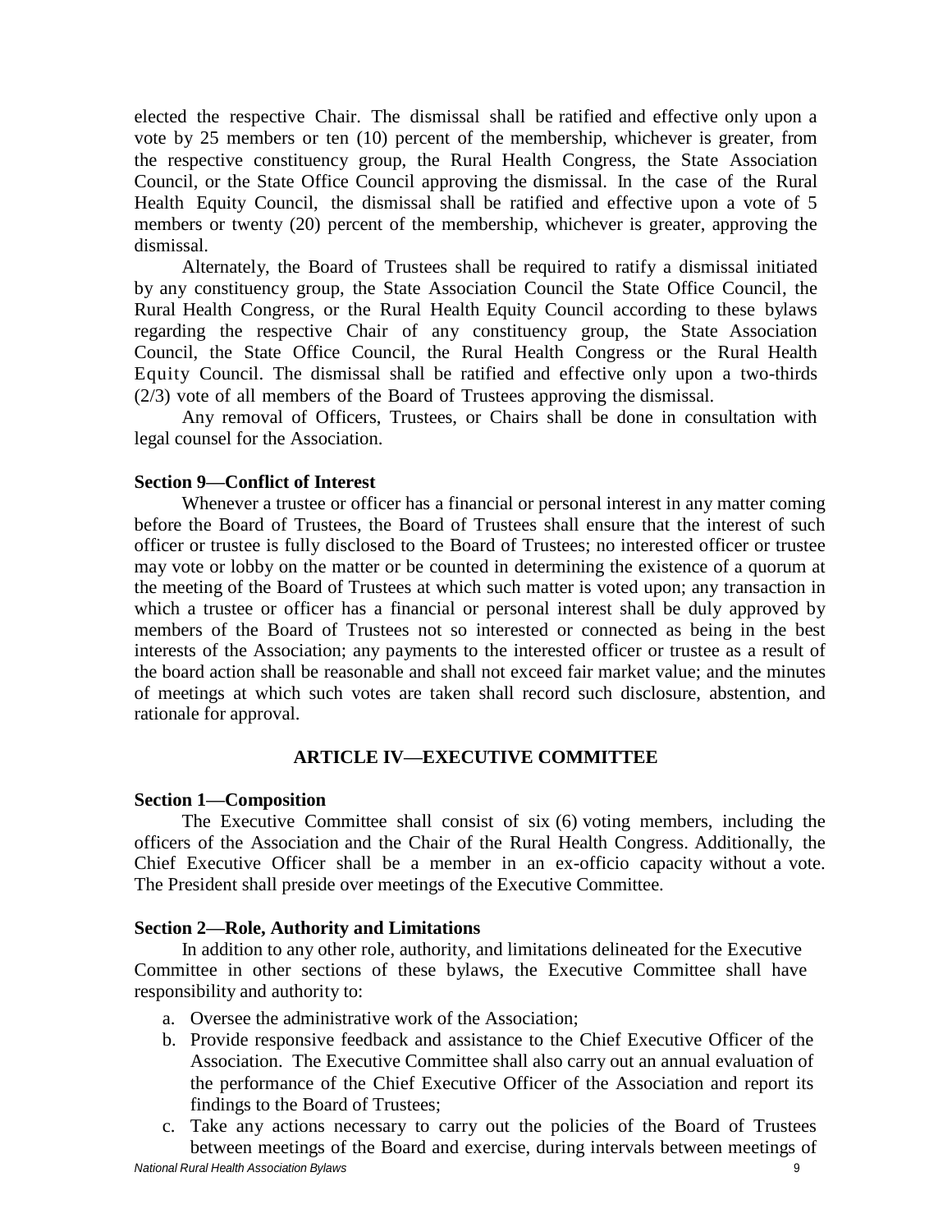elected the respective Chair. The dismissal shall be ratified and effective only upon a vote by 25 members or ten (10) percent of the membership, whichever is greater, from the respective constituency group, the Rural Health Congress, the State Association Council, or the State Office Council approving the dismissal. In the case of the Rural Health Equity Council, the dismissal shall be ratified and effective upon a vote of 5 members or twenty (20) percent of the membership, whichever is greater, approving the dismissal.

Alternately, the Board of Trustees shall be required to ratify a dismissal initiated by any constituency group, the State Association Council the State Office Council, the Rural Health Congress, or the Rural Health Equity Council according to these bylaws regarding the respective Chair of any constituency group, the State Association Council, the State Office Council, the Rural Health Congress or the Rural Health Equity Council. The dismissal shall be ratified and effective only upon a two-thirds (2/3) vote of all members of the Board of Trustees approving the dismissal.

Any removal of Officers, Trustees, or Chairs shall be done in consultation with legal counsel for the Association.

**Section 9—Conflict of Interest**

Whenever a trustee or officer has a financial or personal interest in any matter coming before the Board of Trustees, the Board of Trustees shall ensure that the interest of such officer or trustee is fully disclosed to the Board of Trustees; no interested officer or trustee may vote or lobby on the matter or be counted in determining the existence of a quorum at the meeting of the Board of Trustees at which such matter is voted upon; any transaction in which a trustee or officer has a financial or personal interest shall be duly approved by members of the Board of Trustees not so interested or connected as being in the best interests of the Association; any payments to the interested officer or trustee as a result of the board action shall be reasonable and shall not exceed fair market value; and the minutes of meetings at which such votes are taken shall record such disclosure, abstention, and rationale for approval.

## ARTICLE IV—EXECUTIVE COMMITTEE

**Section 1—Composition**

The Executive Committee shall consist of six (6) voting members, including the officers of the Association and the Chair of the Rural Health Congress. Additionally, the Chief Executive Officer shall be a member in an ex-officio capacity without a vote. The President shall preside over meetings of the Executive Committee.

**Section 2—Role, Authority and Limitations**

In addition to any other role, authority, and limitations delineated for the Executive Committee in other sections of these bylaws, the Executive Committee shall have responsibility and authority to:

a. Oversee the administrative work of the Association;
b. Provide responsive feedback and assistance to the Chief Executive Officer of the Association. The Executive Committee shall also carry out an annual evaluation of the performance of the Chief Executive Officer of the Association and report its findings to the Board of Trustees;
c. Take any actions necessary to carry out the policies of the Board of Trustees between meetings of the Board and exercise, during intervals between meetings of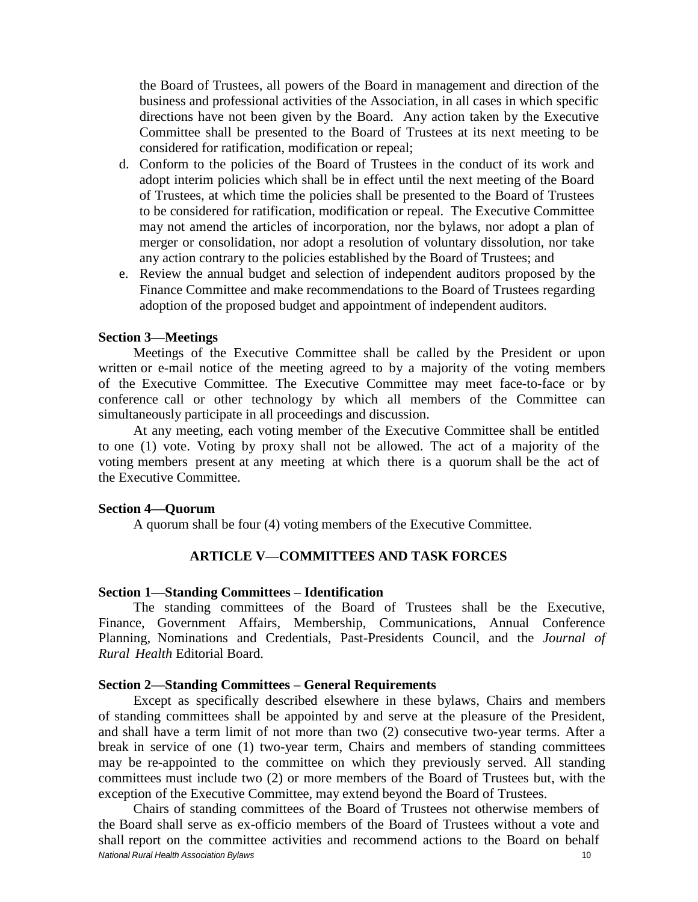the Board of Trustees, all powers of the Board in management and direction of the business and professional activities of the Association, in all cases in which specific directions have not been given by the Board. Any action taken by the Executive Committee shall be presented to the Board of Trustees at its next meeting to be considered for ratification, modification or repeal;

d. Conform to the policies of the Board of Trustees in the conduct of its work and adopt interim policies which shall be in effect until the next meeting of the Board of Trustees, at which time the policies shall be presented to the Board of Trustees to be considered for ratification, modification or repeal. The Executive Committee may not amend the articles of incorporation, nor the bylaws, nor adopt a plan of merger or consolidation, nor adopt a resolution of voluntary dissolution, nor take any action contrary to the policies established by the Board of Trustees; and

e. Review the annual budget and selection of independent auditors proposed by the Finance Committee and make recommendations to the Board of Trustees regarding adoption of the proposed budget and appointment of independent auditors.

**Section 3—Meetings**

Meetings of the Executive Committee shall be called by the President or upon written or e-mail notice of the meeting agreed to by a majority of the voting members of the Executive Committee. The Executive Committee may meet face-to-face or by conference call or other technology by which all members of the Committee can simultaneously participate in all proceedings and discussion.

At any meeting, each voting member of the Executive Committee shall be entitled to one (1) vote. Voting by proxy shall not be allowed. The act of a majority of the voting members present at any meeting at which there is a quorum shall be the act of the Executive Committee.

**Section 4—Quorum**

A quorum shall be four (4) voting members of the Executive Committee.

## ARTICLE V—COMMITTEES AND TASK FORCES

**Section 1—Standing Committees – Identification**

The standing committees of the Board of Trustees shall be the Executive, Finance, Government Affairs, Membership, Communications, Annual Conference Planning, Nominations and Credentials, Past-Presidents Council, and the *Journal of Rural Health* Editorial Board.

**Section 2—Standing Committees – General Requirements**

Except as specifically described elsewhere in these bylaws, Chairs and members of standing committees shall be appointed by and serve at the pleasure of the President, and shall have a term limit of not more than two (2) consecutive two-year terms. After a break in service of one (1) two-year term, Chairs and members of standing committees may be re-appointed to the committee on which they previously served. All standing committees must include two (2) or more members of the Board of Trustees but, with the exception of the Executive Committee, may extend beyond the Board of Trustees.

Chairs of standing committees of the Board of Trustees not otherwise members of the Board shall serve as ex-officio members of the Board of Trustees without a vote and shall report on the committee activities and recommend actions to the Board on behalf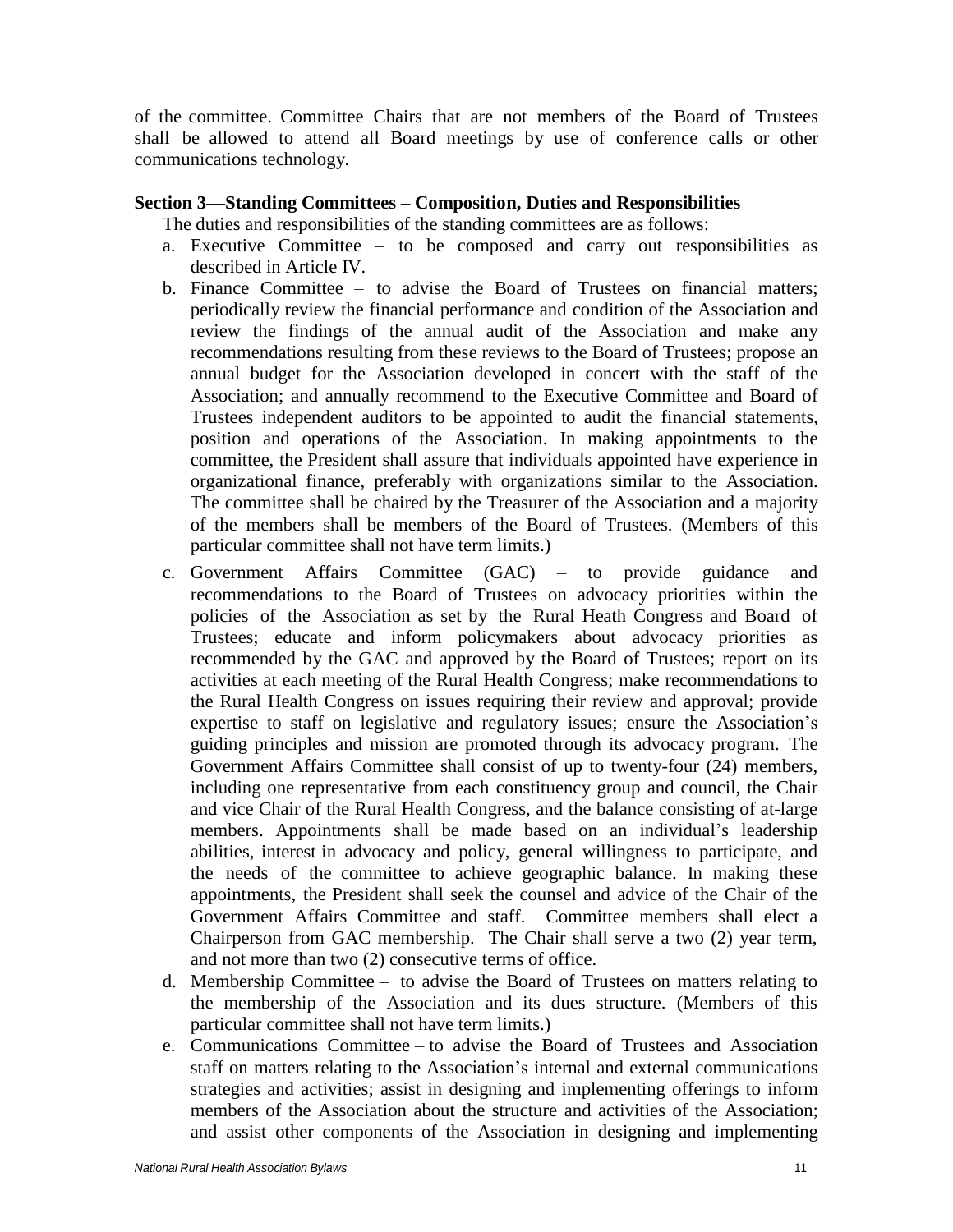of the committee. Committee Chairs that are not members of the Board of Trustees shall be allowed to attend all Board meetings by use of conference calls or other communications technology.

**Section 3—Standing Committees – Composition, Duties and Responsibilities**

The duties and responsibilities of the standing committees are as follows:

a. Executive Committee – to be composed and carry out responsibilities as described in Article IV.
b. Finance Committee – to advise the Board of Trustees on financial matters; periodically review the financial performance and condition of the Association and review the findings of the annual audit of the Association and make any recommendations resulting from these reviews to the Board of Trustees; propose an annual budget for the Association developed in concert with the staff of the Association; and annually recommend to the Executive Committee and Board of Trustees independent auditors to be appointed to audit the financial statements, position and operations of the Association. In making appointments to the committee, the President shall assure that individuals appointed have experience in organizational finance, preferably with organizations similar to the Association. The committee shall be chaired by the Treasurer of the Association and a majority of the members shall be members of the Board of Trustees. (Members of this particular committee shall not have term limits.)
c. Government Affairs Committee (GAC) – to provide guidance and recommendations to the Board of Trustees on advocacy priorities within the policies of the Association as set by the Rural Heath Congress and Board of Trustees; educate and inform policymakers about advocacy priorities as recommended by the GAC and approved by the Board of Trustees; report on its activities at each meeting of the Rural Health Congress; make recommendations to the Rural Health Congress on issues requiring their review and approval; provide expertise to staff on legislative and regulatory issues; ensure the Association's guiding principles and mission are promoted through its advocacy program. The Government Affairs Committee shall consist of up to twenty-four (24) members, including one representative from each constituency group and council, the Chair and vice Chair of the Rural Health Congress, and the balance consisting of at-large members. Appointments shall be made based on an individual's leadership abilities, interest in advocacy and policy, general willingness to participate, and the needs of the committee to achieve geographic balance. In making these appointments, the President shall seek the counsel and advice of the Chair of the Government Affairs Committee and staff. Committee members shall elect a Chairperson from GAC membership. The Chair shall serve a two (2) year term, and not more than two (2) consecutive terms of office.
d. Membership Committee – to advise the Board of Trustees on matters relating to the membership of the Association and its dues structure. (Members of this particular committee shall not have term limits.)
e. Communications Committee – to advise the Board of Trustees and Association staff on matters relating to the Association's internal and external communications strategies and activities; assist in designing and implementing offerings to inform members of the Association about the structure and activities of the Association; and assist other components of the Association in designing and implementing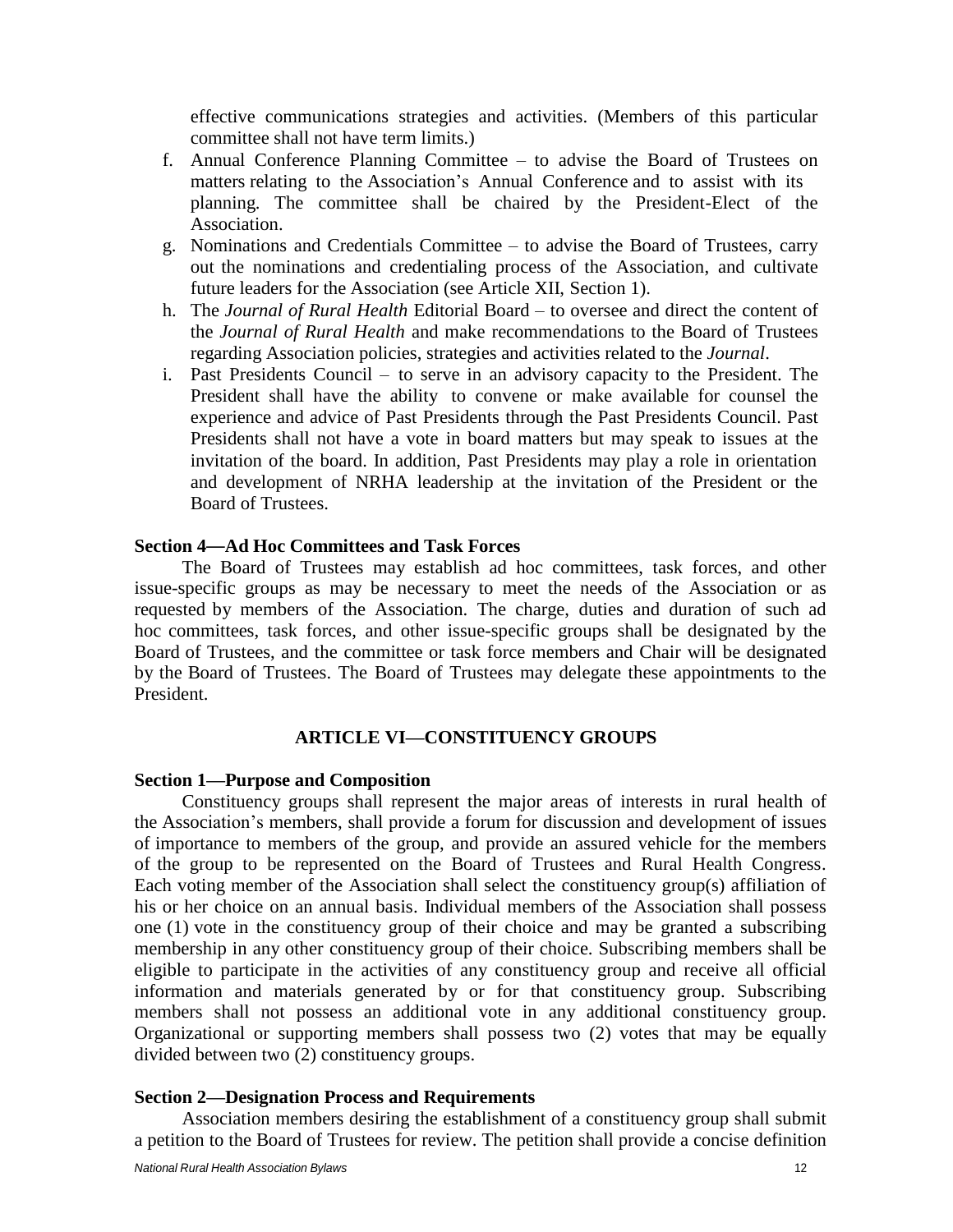effective communications strategies and activities. (Members of this particular committee shall not have term limits.)

f. Annual Conference Planning Committee – to advise the Board of Trustees on matters relating to the Association's Annual Conference and to assist with its planning. The committee shall be chaired by the President-Elect of the Association.
g. Nominations and Credentials Committee – to advise the Board of Trustees, carry out the nominations and credentialing process of the Association, and cultivate future leaders for the Association (see Article XII, Section 1).
h. The *Journal of Rural Health* Editorial Board – to oversee and direct the content of the *Journal of Rural Health* and make recommendations to the Board of Trustees regarding Association policies, strategies and activities related to the *Journal*.
i. Past Presidents Council – to serve in an advisory capacity to the President. The President shall have the ability to convene or make available for counsel the experience and advice of Past Presidents through the Past Presidents Council. Past Presidents shall not have a vote in board matters but may speak to issues at the invitation of the board. In addition, Past Presidents may play a role in orientation and development of NRHA leadership at the invitation of the President or the Board of Trustees.

**Section 4—Ad Hoc Committees and Task Forces**

The Board of Trustees may establish ad hoc committees, task forces, and other issue-specific groups as may be necessary to meet the needs of the Association or as requested by members of the Association. The charge, duties and duration of such ad hoc committees, task forces, and other issue-specific groups shall be designated by the Board of Trustees, and the committee or task force members and Chair will be designated by the Board of Trustees. The Board of Trustees may delegate these appointments to the President.

## ARTICLE VI—CONSTITUENCY GROUPS

**Section 1—Purpose and Composition**

Constituency groups shall represent the major areas of interests in rural health of the Association's members, shall provide a forum for discussion and development of issues of importance to members of the group, and provide an assured vehicle for the members of the group to be represented on the Board of Trustees and Rural Health Congress. Each voting member of the Association shall select the constituency group(s) affiliation of his or her choice on an annual basis. Individual members of the Association shall possess one (1) vote in the constituency group of their choice and may be granted a subscribing membership in any other constituency group of their choice. Subscribing members shall be eligible to participate in the activities of any constituency group and receive all official information and materials generated by or for that constituency group. Subscribing members shall not possess an additional vote in any additional constituency group. Organizational or supporting members shall possess two (2) votes that may be equally divided between two (2) constituency groups.

**Section 2—Designation Process and Requirements**

Association members desiring the establishment of a constituency group shall submit a petition to the Board of Trustees for review. The petition shall provide a concise definition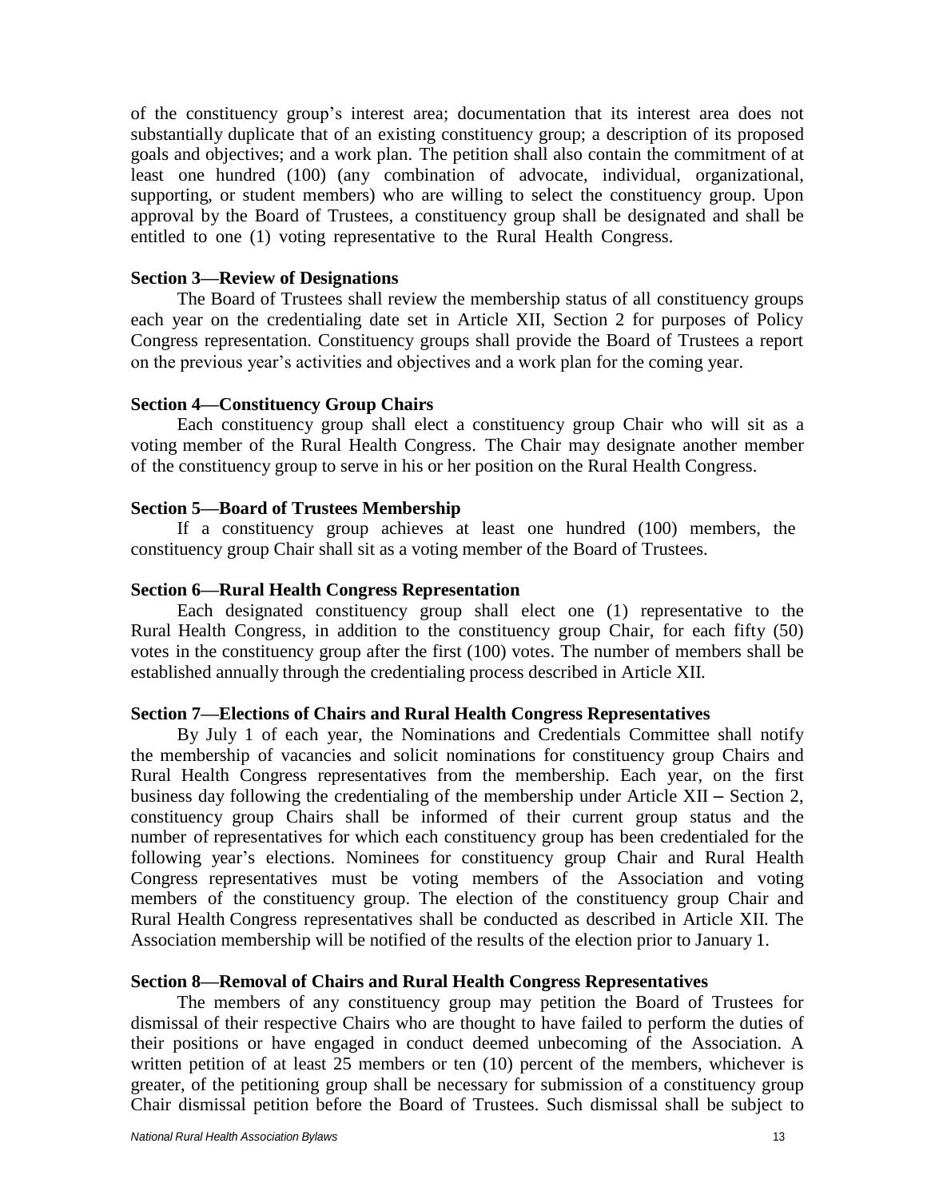of the constituency group's interest area; documentation that its interest area does not substantially duplicate that of an existing constituency group; a description of its proposed goals and objectives; and a work plan. The petition shall also contain the commitment of at least one hundred (100) (any combination of advocate, individual, organizational, supporting, or student members) who are willing to select the constituency group. Upon approval by the Board of Trustees, a constituency group shall be designated and shall be entitled to one (1) voting representative to the Rural Health Congress.

**Section 3—Review of Designations**

The Board of Trustees shall review the membership status of all constituency groups each year on the credentialing date set in Article XII, Section 2 for purposes of Policy Congress representation. Constituency groups shall provide the Board of Trustees a report on the previous year's activities and objectives and a work plan for the coming year.

**Section 4—Constituency Group Chairs**

Each constituency group shall elect a constituency group Chair who will sit as a voting member of the Rural Health Congress. The Chair may designate another member of the constituency group to serve in his or her position on the Rural Health Congress.

**Section 5—Board of Trustees Membership**

If a constituency group achieves at least one hundred (100) members, the constituency group Chair shall sit as a voting member of the Board of Trustees.

**Section 6—Rural Health Congress Representation**

Each designated constituency group shall elect one (1) representative to the Rural Health Congress, in addition to the constituency group Chair, for each fifty (50) votes in the constituency group after the first (100) votes. The number of members shall be established annually through the credentialing process described in Article XII.

**Section 7—Elections of Chairs and Rural Health Congress Representatives**

By July 1 of each year, the Nominations and Credentials Committee shall notify the membership of vacancies and solicit nominations for constituency group Chairs and Rural Health Congress representatives from the membership. Each year, on the first business day following the credentialing of the membership under Article XII – Section 2, constituency group Chairs shall be informed of their current group status and the number of representatives for which each constituency group has been credentialed for the following year's elections. Nominees for constituency group Chair and Rural Health Congress representatives must be voting members of the Association and voting members of the constituency group. The election of the constituency group Chair and Rural Health Congress representatives shall be conducted as described in Article XII. The Association membership will be notified of the results of the election prior to January 1.

**Section 8—Removal of Chairs and Rural Health Congress Representatives**

The members of any constituency group may petition the Board of Trustees for dismissal of their respective Chairs who are thought to have failed to perform the duties of their positions or have engaged in conduct deemed unbecoming of the Association. A written petition of at least 25 members or ten (10) percent of the members, whichever is greater, of the petitioning group shall be necessary for submission of a constituency group Chair dismissal petition before the Board of Trustees. Such dismissal shall be subject to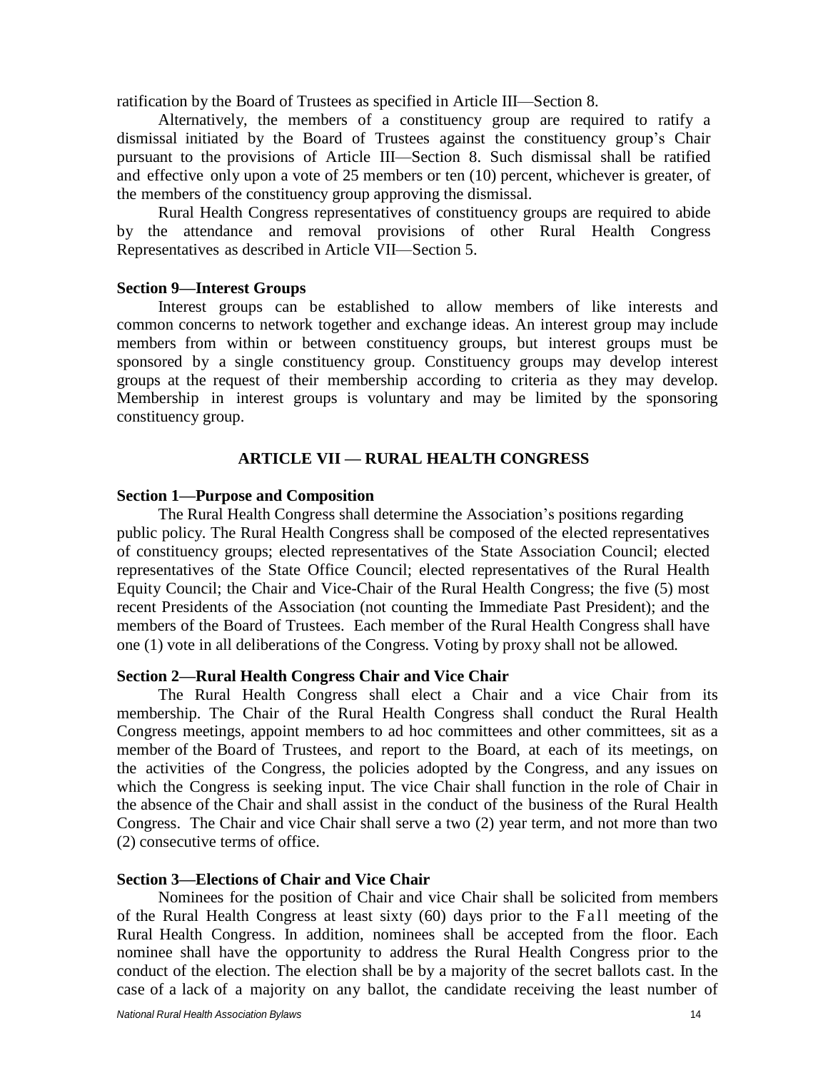ratification by the Board of Trustees as specified in Article III—Section 8.

Alternatively, the members of a constituency group are required to ratify a dismissal initiated by the Board of Trustees against the constituency group's Chair pursuant to the provisions of Article III—Section 8. Such dismissal shall be ratified and effective only upon a vote of 25 members or ten (10) percent, whichever is greater, of the members of the constituency group approving the dismissal.

Rural Health Congress representatives of constituency groups are required to abide by the attendance and removal provisions of other Rural Health Congress Representatives as described in Article VII—Section 5.

**Section 9—Interest Groups**

Interest groups can be established to allow members of like interests and common concerns to network together and exchange ideas. An interest group may include members from within or between constituency groups, but interest groups must be sponsored by a single constituency group. Constituency groups may develop interest groups at the request of their membership according to criteria as they may develop. Membership in interest groups is voluntary and may be limited by the sponsoring constituency group.

## ARTICLE VII — RURAL HEALTH CONGRESS

**Section 1—Purpose and Composition**

The Rural Health Congress shall determine the Association's positions regarding public policy. The Rural Health Congress shall be composed of the elected representatives of constituency groups; elected representatives of the State Association Council; elected representatives of the State Office Council; elected representatives of the Rural Health Equity Council; the Chair and Vice-Chair of the Rural Health Congress; the five (5) most recent Presidents of the Association (not counting the Immediate Past President); and the members of the Board of Trustees. Each member of the Rural Health Congress shall have one (1) vote in all deliberations of the Congress. Voting by proxy shall not be allowed.

**Section 2—Rural Health Congress Chair and Vice Chair**

The Rural Health Congress shall elect a Chair and a vice Chair from its membership. The Chair of the Rural Health Congress shall conduct the Rural Health Congress meetings, appoint members to ad hoc committees and other committees, sit as a member of the Board of Trustees, and report to the Board, at each of its meetings, on the activities of the Congress, the policies adopted by the Congress, and any issues on which the Congress is seeking input. The vice Chair shall function in the role of Chair in the absence of the Chair and shall assist in the conduct of the business of the Rural Health Congress. The Chair and vice Chair shall serve a two (2) year term, and not more than two (2) consecutive terms of office.

**Section 3—Elections of Chair and Vice Chair**

Nominees for the position of Chair and vice Chair shall be solicited from members of the Rural Health Congress at least sixty (60) days prior to the Fall meeting of the Rural Health Congress. In addition, nominees shall be accepted from the floor. Each nominee shall have the opportunity to address the Rural Health Congress prior to the conduct of the election. The election shall be by a majority of the secret ballots cast. In the case of a lack of a majority on any ballot, the candidate receiving the least number of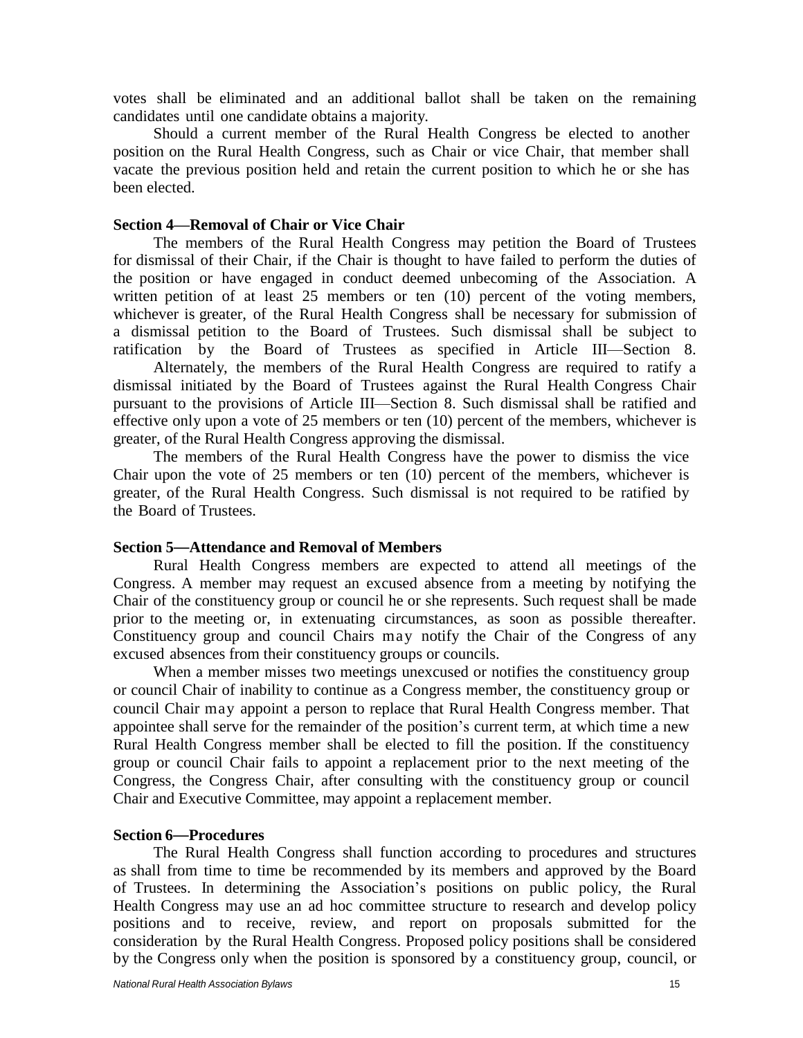votes shall be eliminated and an additional ballot shall be taken on the remaining candidates until one candidate obtains a majority.

Should a current member of the Rural Health Congress be elected to another position on the Rural Health Congress, such as Chair or vice Chair, that member shall vacate the previous position held and retain the current position to which he or she has been elected.

**Section 4—Removal of Chair or Vice Chair**

The members of the Rural Health Congress may petition the Board of Trustees for dismissal of their Chair, if the Chair is thought to have failed to perform the duties of the position or have engaged in conduct deemed unbecoming of the Association. A written petition of at least 25 members or ten (10) percent of the voting members, whichever is greater, of the Rural Health Congress shall be necessary for submission of a dismissal petition to the Board of Trustees. Such dismissal shall be subject to ratification by the Board of Trustees as specified in Article III—Section 8.

Alternately, the members of the Rural Health Congress are required to ratify a dismissal initiated by the Board of Trustees against the Rural Health Congress Chair pursuant to the provisions of Article III—Section 8. Such dismissal shall be ratified and effective only upon a vote of 25 members or ten (10) percent of the members, whichever is greater, of the Rural Health Congress approving the dismissal.

The members of the Rural Health Congress have the power to dismiss the vice Chair upon the vote of 25 members or ten (10) percent of the members, whichever is greater, of the Rural Health Congress. Such dismissal is not required to be ratified by the Board of Trustees.

**Section 5—Attendance and Removal of Members**

Rural Health Congress members are expected to attend all meetings of the Congress. A member may request an excused absence from a meeting by notifying the Chair of the constituency group or council he or she represents. Such request shall be made prior to the meeting or, in extenuating circumstances, as soon as possible thereafter. Constituency group and council Chairs may notify the Chair of the Congress of any excused absences from their constituency groups or councils.

When a member misses two meetings unexcused or notifies the constituency group or council Chair of inability to continue as a Congress member, the constituency group or council Chair may appoint a person to replace that Rural Health Congress member. That appointee shall serve for the remainder of the position's current term, at which time a new Rural Health Congress member shall be elected to fill the position. If the constituency group or council Chair fails to appoint a replacement prior to the next meeting of the Congress, the Congress Chair, after consulting with the constituency group or council Chair and Executive Committee, may appoint a replacement member.

**Section 6—Procedures**

The Rural Health Congress shall function according to procedures and structures as shall from time to time be recommended by its members and approved by the Board of Trustees. In determining the Association's positions on public policy, the Rural Health Congress may use an ad hoc committee structure to research and develop policy positions and to receive, review, and report on proposals submitted for the consideration by the Rural Health Congress. Proposed policy positions shall be considered by the Congress only when the position is sponsored by a constituency group, council, or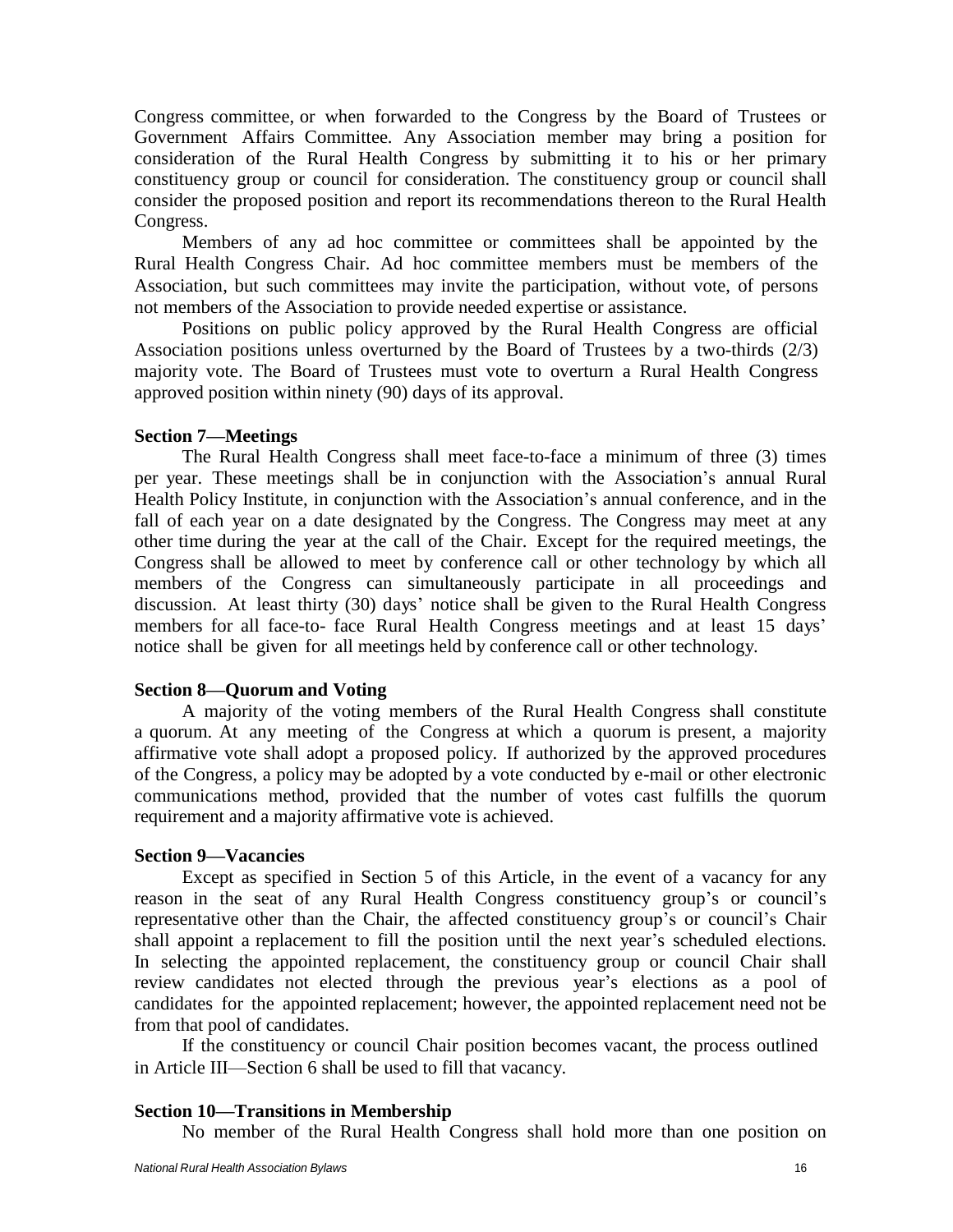Congress committee, or when forwarded to the Congress by the Board of Trustees or Government Affairs Committee. Any Association member may bring a position for consideration of the Rural Health Congress by submitting it to his or her primary constituency group or council for consideration. The constituency group or council shall consider the proposed position and report its recommendations thereon to the Rural Health Congress.

Members of any ad hoc committee or committees shall be appointed by the Rural Health Congress Chair. Ad hoc committee members must be members of the Association, but such committees may invite the participation, without vote, of persons not members of the Association to provide needed expertise or assistance.

Positions on public policy approved by the Rural Health Congress are official Association positions unless overturned by the Board of Trustees by a two-thirds (2/3) majority vote. The Board of Trustees must vote to overturn a Rural Health Congress approved position within ninety (90) days of its approval.

**Section 7—Meetings**

The Rural Health Congress shall meet face-to-face a minimum of three (3) times per year. These meetings shall be in conjunction with the Association's annual Rural Health Policy Institute, in conjunction with the Association's annual conference, and in the fall of each year on a date designated by the Congress. The Congress may meet at any other time during the year at the call of the Chair. Except for the required meetings, the Congress shall be allowed to meet by conference call or other technology by which all members of the Congress can simultaneously participate in all proceedings and discussion. At least thirty (30) days' notice shall be given to the Rural Health Congress members for all face-to- face Rural Health Congress meetings and at least 15 days' notice shall be given for all meetings held by conference call or other technology.

**Section 8—Quorum and Voting**

A majority of the voting members of the Rural Health Congress shall constitute a quorum. At any meeting of the Congress at which a quorum is present, a majority affirmative vote shall adopt a proposed policy. If authorized by the approved procedures of the Congress, a policy may be adopted by a vote conducted by e-mail or other electronic communications method, provided that the number of votes cast fulfills the quorum requirement and a majority affirmative vote is achieved.

**Section 9—Vacancies**

Except as specified in Section 5 of this Article, in the event of a vacancy for any reason in the seat of any Rural Health Congress constituency group's or council's representative other than the Chair, the affected constituency group's or council's Chair shall appoint a replacement to fill the position until the next year's scheduled elections. In selecting the appointed replacement, the constituency group or council Chair shall review candidates not elected through the previous year's elections as a pool of candidates for the appointed replacement; however, the appointed replacement need not be from that pool of candidates.

If the constituency or council Chair position becomes vacant, the process outlined in Article III—Section 6 shall be used to fill that vacancy.

**Section 10—Transitions in Membership**

No member of the Rural Health Congress shall hold more than one position on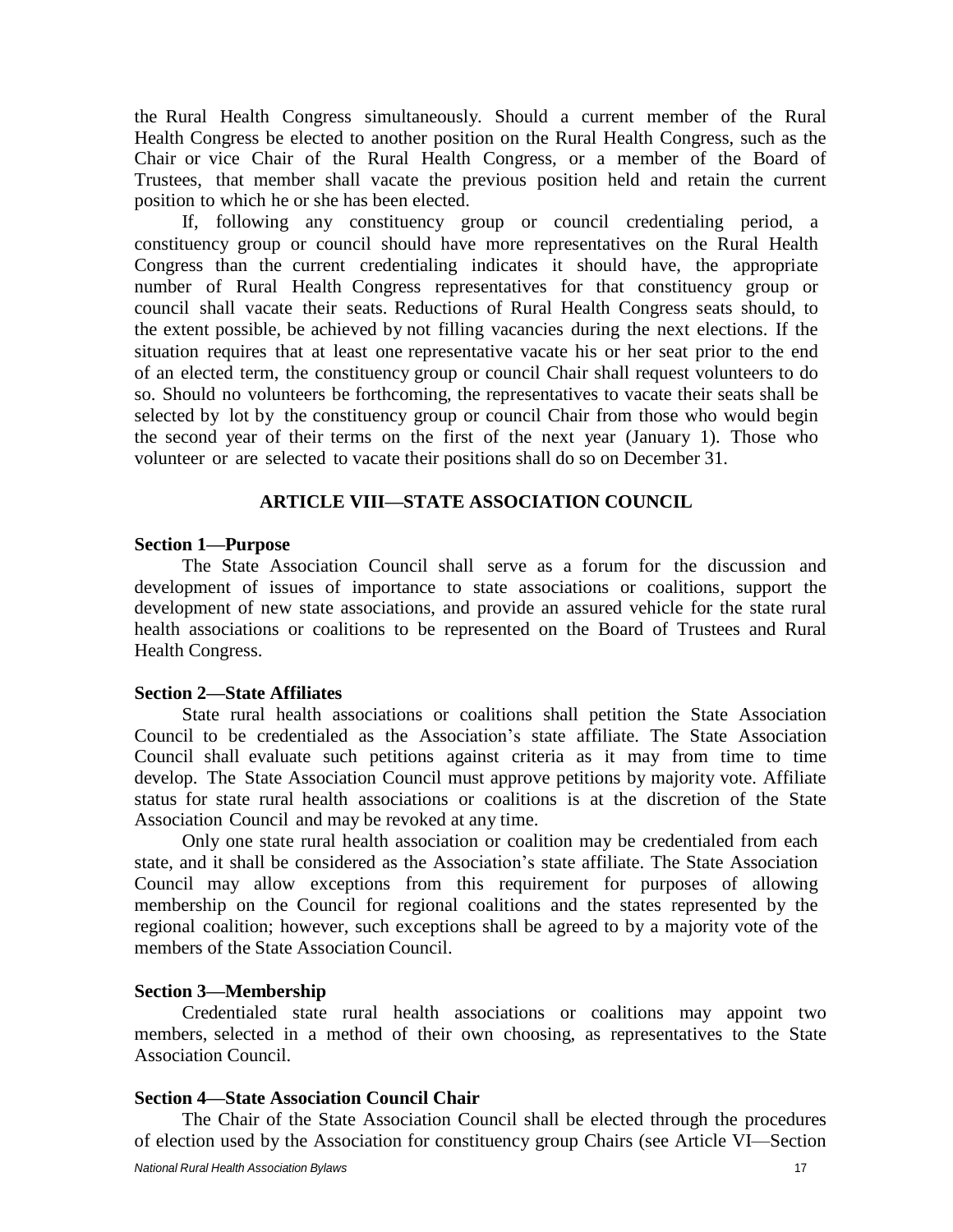the Rural Health Congress simultaneously. Should a current member of the Rural Health Congress be elected to another position on the Rural Health Congress, such as the Chair or vice Chair of the Rural Health Congress, or a member of the Board of Trustees, that member shall vacate the previous position held and retain the current position to which he or she has been elected.

If, following any constituency group or council credentialing period, a constituency group or council should have more representatives on the Rural Health Congress than the current credentialing indicates it should have, the appropriate number of Rural Health Congress representatives for that constituency group or council shall vacate their seats. Reductions of Rural Health Congress seats should, to the extent possible, be achieved by not filling vacancies during the next elections. If the situation requires that at least one representative vacate his or her seat prior to the end of an elected term, the constituency group or council Chair shall request volunteers to do so. Should no volunteers be forthcoming, the representatives to vacate their seats shall be selected by lot by the constituency group or council Chair from those who would begin the second year of their terms on the first of the next year (January 1). Those who volunteer or are selected to vacate their positions shall do so on December 31.

## ARTICLE VIII—STATE ASSOCIATION COUNCIL

**Section 1—Purpose**

The State Association Council shall serve as a forum for the discussion and development of issues of importance to state associations or coalitions, support the development of new state associations, and provide an assured vehicle for the state rural health associations or coalitions to be represented on the Board of Trustees and Rural Health Congress.

**Section 2—State Affiliates**

State rural health associations or coalitions shall petition the State Association Council to be credentialed as the Association's state affiliate. The State Association Council shall evaluate such petitions against criteria as it may from time to time develop. The State Association Council must approve petitions by majority vote. Affiliate status for state rural health associations or coalitions is at the discretion of the State Association Council and may be revoked at any time.

Only one state rural health association or coalition may be credentialed from each state, and it shall be considered as the Association's state affiliate. The State Association Council may allow exceptions from this requirement for purposes of allowing membership on the Council for regional coalitions and the states represented by the regional coalition; however, such exceptions shall be agreed to by a majority vote of the members of the State Association Council.

**Section 3—Membership**

Credentialed state rural health associations or coalitions may appoint two members, selected in a method of their own choosing, as representatives to the State Association Council.

**Section 4—State Association Council Chair**

The Chair of the State Association Council shall be elected through the procedures of election used by the Association for constituency group Chairs (see Article VI—Section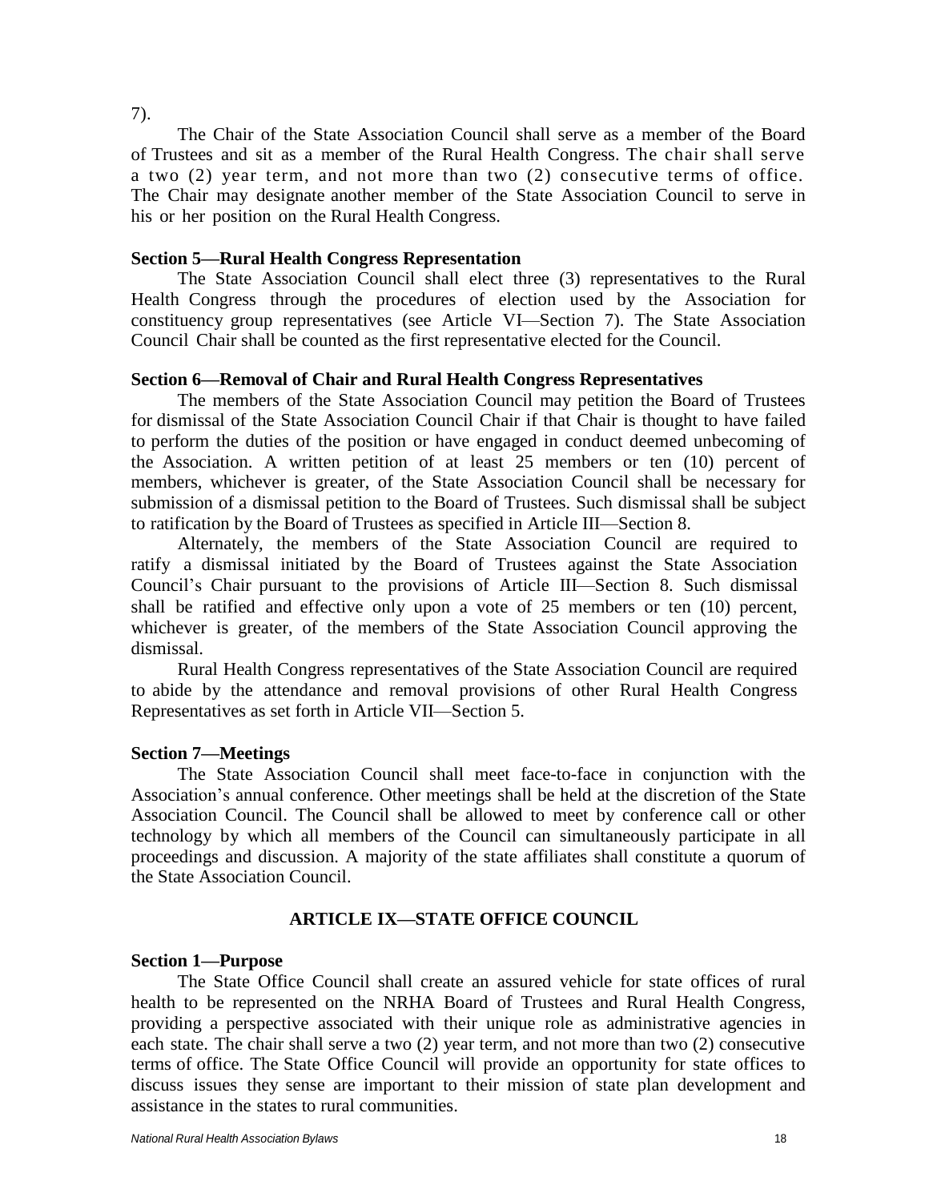7).

The Chair of the State Association Council shall serve as a member of the Board of Trustees and sit as a member of the Rural Health Congress. The chair shall serve a two (2) year term, and not more than two (2) consecutive terms of office. The Chair may designate another member of the State Association Council to serve in his or her position on the Rural Health Congress.

**Section 5—Rural Health Congress Representation**

The State Association Council shall elect three (3) representatives to the Rural Health Congress through the procedures of election used by the Association for constituency group representatives (see Article VI—Section 7). The State Association Council Chair shall be counted as the first representative elected for the Council.

**Section 6—Removal of Chair and Rural Health Congress Representatives**

The members of the State Association Council may petition the Board of Trustees for dismissal of the State Association Council Chair if that Chair is thought to have failed to perform the duties of the position or have engaged in conduct deemed unbecoming of the Association. A written petition of at least 25 members or ten (10) percent of members, whichever is greater, of the State Association Council shall be necessary for submission of a dismissal petition to the Board of Trustees. Such dismissal shall be subject to ratification by the Board of Trustees as specified in Article III—Section 8.

Alternately, the members of the State Association Council are required to ratify a dismissal initiated by the Board of Trustees against the State Association Council's Chair pursuant to the provisions of Article III—Section 8. Such dismissal shall be ratified and effective only upon a vote of 25 members or ten (10) percent, whichever is greater, of the members of the State Association Council approving the dismissal.

Rural Health Congress representatives of the State Association Council are required to abide by the attendance and removal provisions of other Rural Health Congress Representatives as set forth in Article VII—Section 5.

**Section 7—Meetings**

The State Association Council shall meet face-to-face in conjunction with the Association's annual conference. Other meetings shall be held at the discretion of the State Association Council. The Council shall be allowed to meet by conference call or other technology by which all members of the Council can simultaneously participate in all proceedings and discussion. A majority of the state affiliates shall constitute a quorum of the State Association Council.

## ARTICLE IX—STATE OFFICE COUNCIL

**Section 1—Purpose**

The State Office Council shall create an assured vehicle for state offices of rural health to be represented on the NRHA Board of Trustees and Rural Health Congress, providing a perspective associated with their unique role as administrative agencies in each state. The chair shall serve a two (2) year term, and not more than two (2) consecutive terms of office. The State Office Council will provide an opportunity for state offices to discuss issues they sense are important to their mission of state plan development and assistance in the states to rural communities.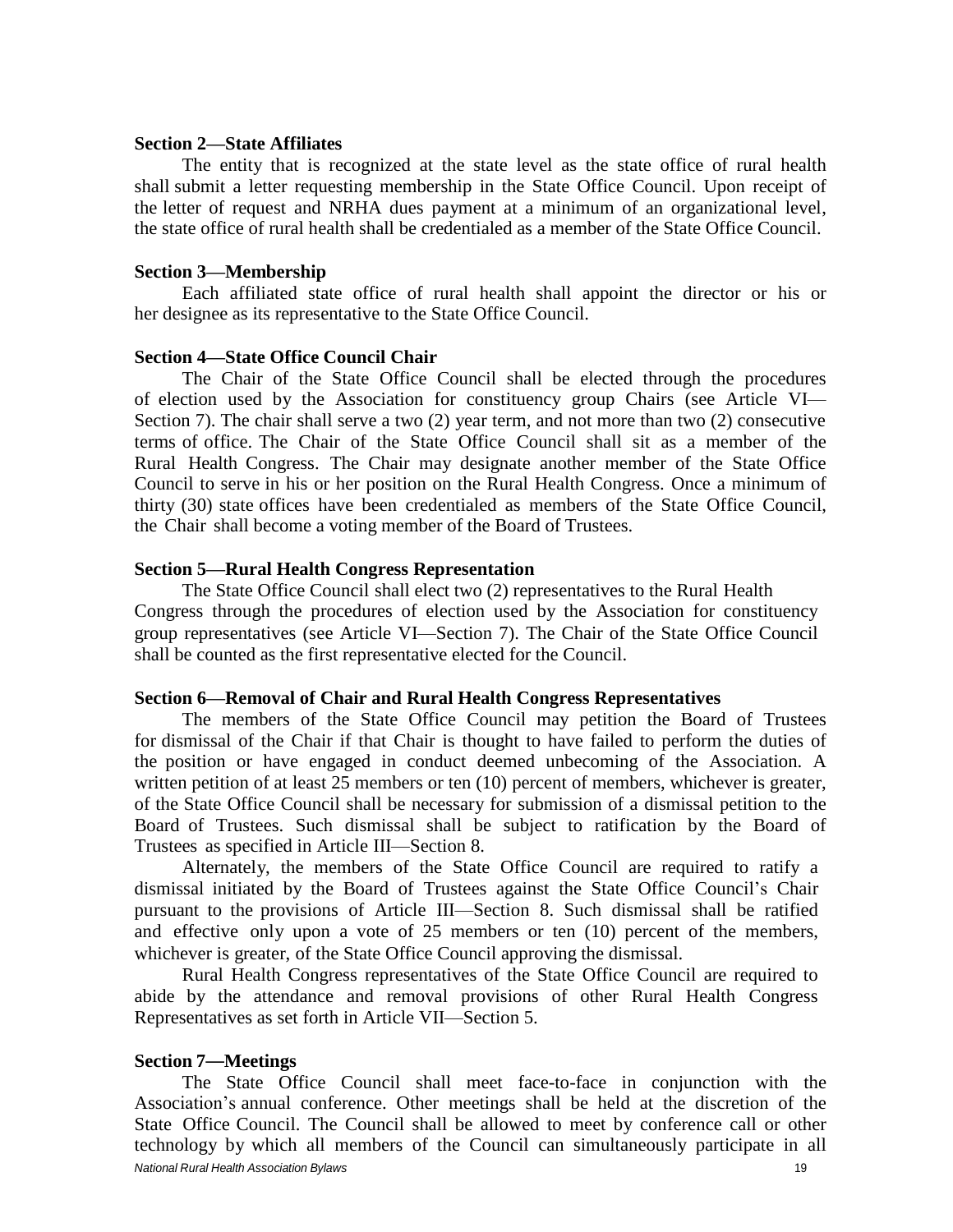**Section 2—State Affiliates**

The entity that is recognized at the state level as the state office of rural health shall submit a letter requesting membership in the State Office Council. Upon receipt of the letter of request and NRHA dues payment at a minimum of an organizational level, the state office of rural health shall be credentialed as a member of the State Office Council.

**Section 3—Membership**

Each affiliated state office of rural health shall appoint the director or his or her designee as its representative to the State Office Council.

**Section 4—State Office Council Chair**

The Chair of the State Office Council shall be elected through the procedures of election used by the Association for constituency group Chairs (see Article VI—Section 7). The chair shall serve a two (2) year term, and not more than two (2) consecutive terms of office. The Chair of the State Office Council shall sit as a member of the Rural Health Congress. The Chair may designate another member of the State Office Council to serve in his or her position on the Rural Health Congress. Once a minimum of thirty (30) state offices have been credentialed as members of the State Office Council, the Chair shall become a voting member of the Board of Trustees.

**Section 5—Rural Health Congress Representation**

The State Office Council shall elect two (2) representatives to the Rural Health Congress through the procedures of election used by the Association for constituency group representatives (see Article VI—Section 7). The Chair of the State Office Council shall be counted as the first representative elected for the Council.

**Section 6—Removal of Chair and Rural Health Congress Representatives**

The members of the State Office Council may petition the Board of Trustees for dismissal of the Chair if that Chair is thought to have failed to perform the duties of the position or have engaged in conduct deemed unbecoming of the Association. A written petition of at least 25 members or ten (10) percent of members, whichever is greater, of the State Office Council shall be necessary for submission of a dismissal petition to the Board of Trustees. Such dismissal shall be subject to ratification by the Board of Trustees as specified in Article III—Section 8.

Alternately, the members of the State Office Council are required to ratify a dismissal initiated by the Board of Trustees against the State Office Council's Chair pursuant to the provisions of Article III—Section 8. Such dismissal shall be ratified and effective only upon a vote of 25 members or ten (10) percent of the members, whichever is greater, of the State Office Council approving the dismissal.

Rural Health Congress representatives of the State Office Council are required to abide by the attendance and removal provisions of other Rural Health Congress Representatives as set forth in Article VII—Section 5.

**Section 7—Meetings**

The State Office Council shall meet face-to-face in conjunction with the Association's annual conference. Other meetings shall be held at the discretion of the State Office Council. The Council shall be allowed to meet by conference call or other technology by which all members of the Council can simultaneously participate in all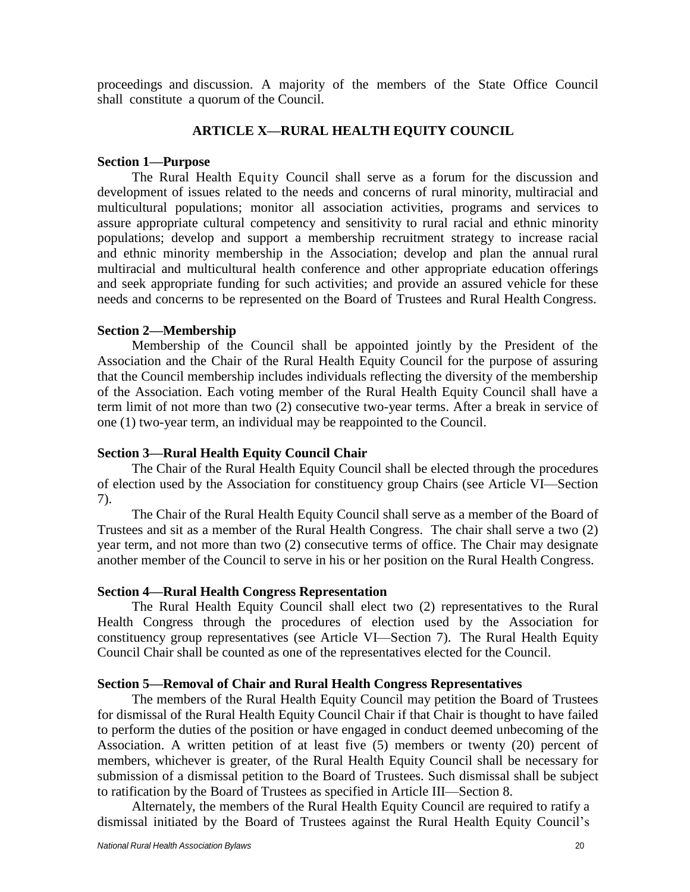proceedings and discussion. A majority of the members of the State Office Council shall constitute a quorum of the Council.

## ARTICLE X—RURAL HEALTH EQUITY COUNCIL

**Section 1—Purpose**

The Rural Health Equity Council shall serve as a forum for the discussion and development of issues related to the needs and concerns of rural minority, multiracial and multicultural populations; monitor all association activities, programs and services to assure appropriate cultural competency and sensitivity to rural racial and ethnic minority populations; develop and support a membership recruitment strategy to increase racial and ethnic minority membership in the Association; develop and plan the annual rural multiracial and multicultural health conference and other appropriate education offerings and seek appropriate funding for such activities; and provide an assured vehicle for these needs and concerns to be represented on the Board of Trustees and Rural Health Congress.

**Section 2—Membership**

Membership of the Council shall be appointed jointly by the President of the Association and the Chair of the Rural Health Equity Council for the purpose of assuring that the Council membership includes individuals reflecting the diversity of the membership of the Association. Each voting member of the Rural Health Equity Council shall have a term limit of not more than two (2) consecutive two-year terms. After a break in service of one (1) two-year term, an individual may be reappointed to the Council.

**Section 3—Rural Health Equity Council Chair**

The Chair of the Rural Health Equity Council shall be elected through the procedures of election used by the Association for constituency group Chairs (see Article VI—Section 7).

The Chair of the Rural Health Equity Council shall serve as a member of the Board of Trustees and sit as a member of the Rural Health Congress. The chair shall serve a two (2) year term, and not more than two (2) consecutive terms of office. The Chair may designate another member of the Council to serve in his or her position on the Rural Health Congress.

**Section 4—Rural Health Congress Representation**

The Rural Health Equity Council shall elect two (2) representatives to the Rural Health Congress through the procedures of election used by the Association for constituency group representatives (see Article VI—Section 7). The Rural Health Equity Council Chair shall be counted as one of the representatives elected for the Council.

**Section 5—Removal of Chair and Rural Health Congress Representatives**

The members of the Rural Health Equity Council may petition the Board of Trustees for dismissal of the Rural Health Equity Council Chair if that Chair is thought to have failed to perform the duties of the position or have engaged in conduct deemed unbecoming of the Association. A written petition of at least five (5) members or twenty (20) percent of members, whichever is greater, of the Rural Health Equity Council shall be necessary for submission of a dismissal petition to the Board of Trustees. Such dismissal shall be subject to ratification by the Board of Trustees as specified in Article III—Section 8.

Alternately, the members of the Rural Health Equity Council are required to ratify a dismissal initiated by the Board of Trustees against the Rural Health Equity Council's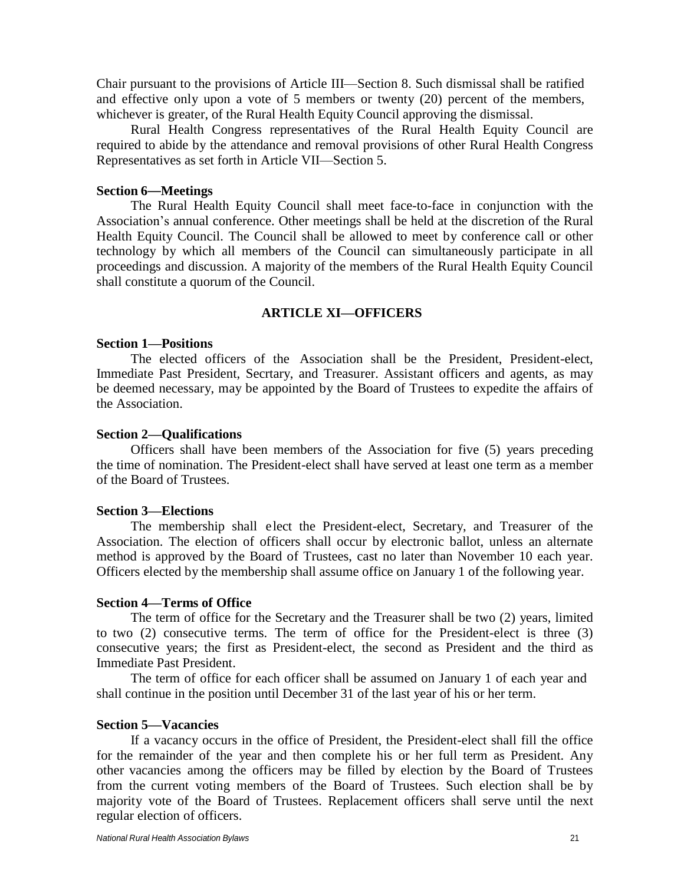Chair pursuant to the provisions of Article III—Section 8. Such dismissal shall be ratified and effective only upon a vote of 5 members or twenty (20) percent of the members, whichever is greater, of the Rural Health Equity Council approving the dismissal.

Rural Health Congress representatives of the Rural Health Equity Council are required to abide by the attendance and removal provisions of other Rural Health Congress Representatives as set forth in Article VII—Section 5.

**Section 6—Meetings**

The Rural Health Equity Council shall meet face-to-face in conjunction with the Association's annual conference. Other meetings shall be held at the discretion of the Rural Health Equity Council. The Council shall be allowed to meet by conference call or other technology by which all members of the Council can simultaneously participate in all proceedings and discussion. A majority of the members of the Rural Health Equity Council shall constitute a quorum of the Council.

## ARTICLE XI—OFFICERS

**Section 1—Positions**

The elected officers of the Association shall be the President, President-elect, Immediate Past President, Secrtary, and Treasurer. Assistant officers and agents, as may be deemed necessary, may be appointed by the Board of Trustees to expedite the affairs of the Association.

**Section 2—Qualifications**

Officers shall have been members of the Association for five (5) years preceding the time of nomination. The President-elect shall have served at least one term as a member of the Board of Trustees.

**Section 3—Elections**

The membership shall elect the President-elect, Secretary, and Treasurer of the Association. The election of officers shall occur by electronic ballot, unless an alternate method is approved by the Board of Trustees, cast no later than November 10 each year. Officers elected by the membership shall assume office on January 1 of the following year.

**Section 4—Terms of Office**

The term of office for the Secretary and the Treasurer shall be two (2) years, limited to two (2) consecutive terms. The term of office for the President-elect is three (3) consecutive years; the first as President-elect, the second as President and the third as Immediate Past President.

The term of office for each officer shall be assumed on January 1 of each year and shall continue in the position until December 31 of the last year of his or her term.

**Section 5—Vacancies**

If a vacancy occurs in the office of President, the President-elect shall fill the office for the remainder of the year and then complete his or her full term as President. Any other vacancies among the officers may be filled by election by the Board of Trustees from the current voting members of the Board of Trustees. Such election shall be by majority vote of the Board of Trustees. Replacement officers shall serve until the next regular election of officers.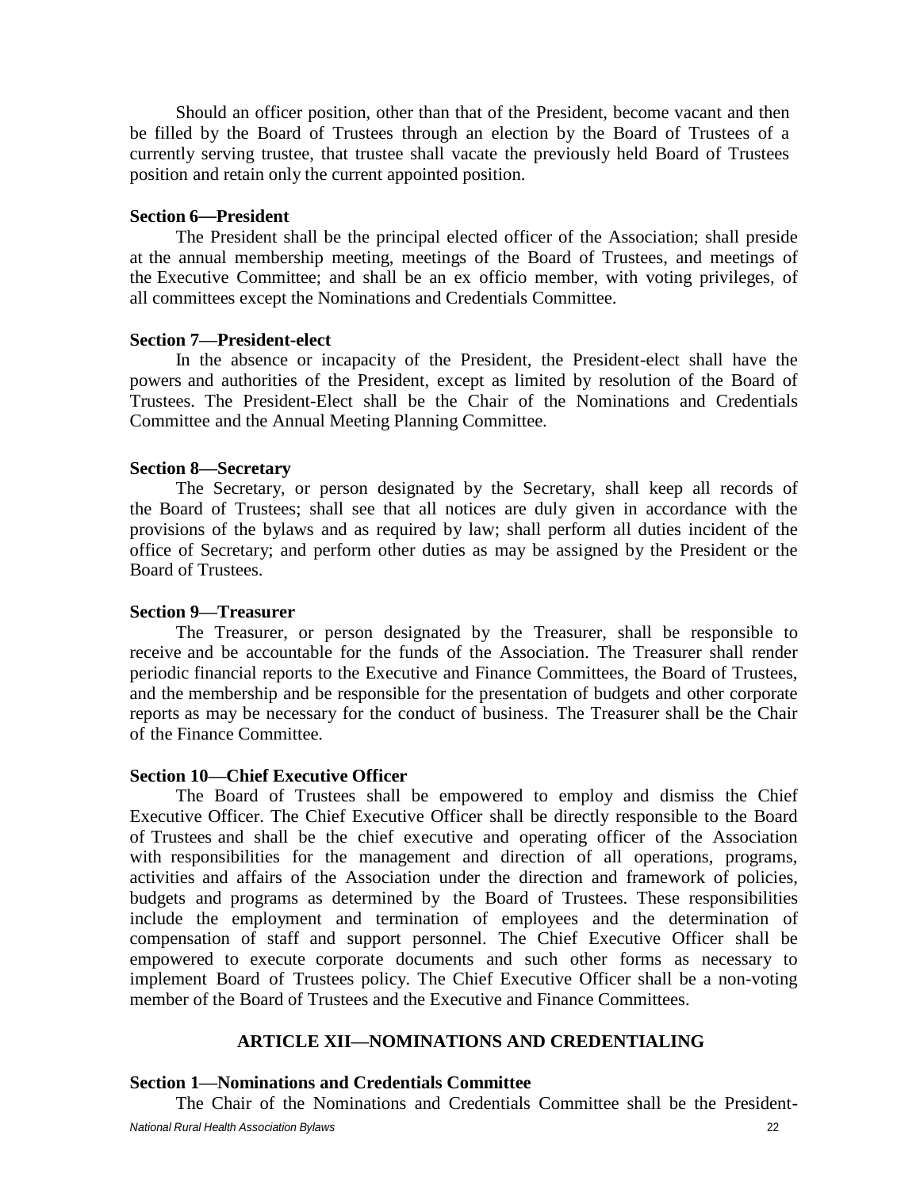Should an officer position, other than that of the President, become vacant and then be filled by the Board of Trustees through an election by the Board of Trustees of a currently serving trustee, that trustee shall vacate the previously held Board of Trustees position and retain only the current appointed position.

**Section 6—President**

The President shall be the principal elected officer of the Association; shall preside at the annual membership meeting, meetings of the Board of Trustees, and meetings of the Executive Committee; and shall be an ex officio member, with voting privileges, of all committees except the Nominations and Credentials Committee.

**Section 7—President-elect**

In the absence or incapacity of the President, the President-elect shall have the powers and authorities of the President, except as limited by resolution of the Board of Trustees. The President-Elect shall be the Chair of the Nominations and Credentials Committee and the Annual Meeting Planning Committee.

**Section 8—Secretary**

The Secretary, or person designated by the Secretary, shall keep all records of the Board of Trustees; shall see that all notices are duly given in accordance with the provisions of the bylaws and as required by law; shall perform all duties incident of the office of Secretary; and perform other duties as may be assigned by the President or the Board of Trustees.

**Section 9—Treasurer**

The Treasurer, or person designated by the Treasurer, shall be responsible to receive and be accountable for the funds of the Association. The Treasurer shall render periodic financial reports to the Executive and Finance Committees, the Board of Trustees, and the membership and be responsible for the presentation of budgets and other corporate reports as may be necessary for the conduct of business. The Treasurer shall be the Chair of the Finance Committee.

**Section 10—Chief Executive Officer**

The Board of Trustees shall be empowered to employ and dismiss the Chief Executive Officer. The Chief Executive Officer shall be directly responsible to the Board of Trustees and shall be the chief executive and operating officer of the Association with responsibilities for the management and direction of all operations, programs, activities and affairs of the Association under the direction and framework of policies, budgets and programs as determined by the Board of Trustees. These responsibilities include the employment and termination of employees and the determination of compensation of staff and support personnel. The Chief Executive Officer shall be empowered to execute corporate documents and such other forms as necessary to implement Board of Trustees policy. The Chief Executive Officer shall be a non-voting member of the Board of Trustees and the Executive and Finance Committees.

## ARTICLE XII—NOMINATIONS AND CREDENTIALING

**Section 1—Nominations and Credentials Committee**

The Chair of the Nominations and Credentials Committee shall be the President-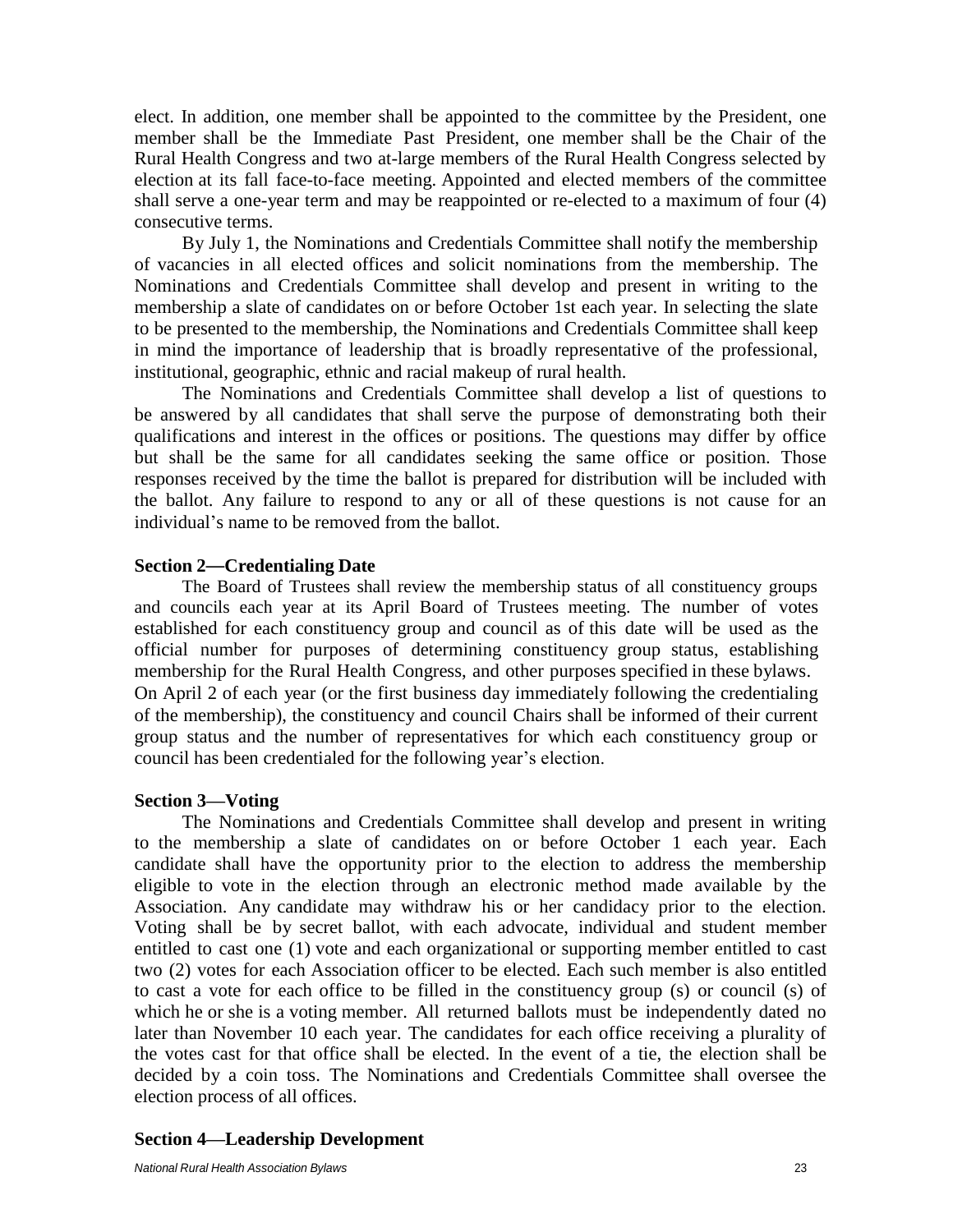elect. In addition, one member shall be appointed to the committee by the President, one member shall be the Immediate Past President, one member shall be the Chair of the Rural Health Congress and two at-large members of the Rural Health Congress selected by election at its fall face-to-face meeting. Appointed and elected members of the committee shall serve a one-year term and may be reappointed or re-elected to a maximum of four (4) consecutive terms.

By July 1, the Nominations and Credentials Committee shall notify the membership of vacancies in all elected offices and solicit nominations from the membership. The Nominations and Credentials Committee shall develop and present in writing to the membership a slate of candidates on or before October 1st each year. In selecting the slate to be presented to the membership, the Nominations and Credentials Committee shall keep in mind the importance of leadership that is broadly representative of the professional, institutional, geographic, ethnic and racial makeup of rural health.

The Nominations and Credentials Committee shall develop a list of questions to be answered by all candidates that shall serve the purpose of demonstrating both their qualifications and interest in the offices or positions. The questions may differ by office but shall be the same for all candidates seeking the same office or position. Those responses received by the time the ballot is prepared for distribution will be included with the ballot. Any failure to respond to any or all of these questions is not cause for an individual's name to be removed from the ballot.

**Section 2—Credentialing Date**

The Board of Trustees shall review the membership status of all constituency groups and councils each year at its April Board of Trustees meeting. The number of votes established for each constituency group and council as of this date will be used as the official number for purposes of determining constituency group status, establishing membership for the Rural Health Congress, and other purposes specified in these bylaws. On April 2 of each year (or the first business day immediately following the credentialing of the membership), the constituency and council Chairs shall be informed of their current group status and the number of representatives for which each constituency group or council has been credentialed for the following year's election.

**Section 3—Voting**

The Nominations and Credentials Committee shall develop and present in writing to the membership a slate of candidates on or before October 1 each year. Each candidate shall have the opportunity prior to the election to address the membership eligible to vote in the election through an electronic method made available by the Association. Any candidate may withdraw his or her candidacy prior to the election. Voting shall be by secret ballot, with each advocate, individual and student member entitled to cast one (1) vote and each organizational or supporting member entitled to cast two (2) votes for each Association officer to be elected. Each such member is also entitled to cast a vote for each office to be filled in the constituency group (s) or council (s) of which he or she is a voting member. All returned ballots must be independently dated no later than November 10 each year. The candidates for each office receiving a plurality of the votes cast for that office shall be elected. In the event of a tie, the election shall be decided by a coin toss. The Nominations and Credentials Committee shall oversee the election process of all offices.

**Section 4—Leadership Development**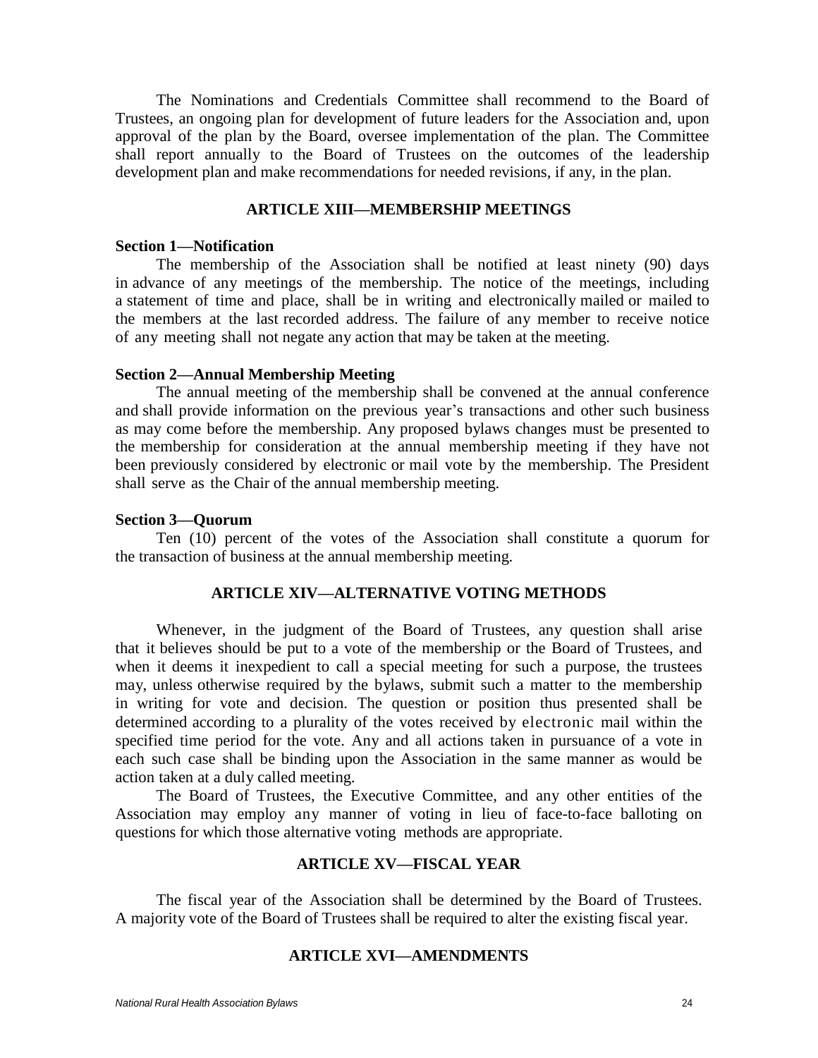The Nominations and Credentials Committee shall recommend to the Board of Trustees, an ongoing plan for development of future leaders for the Association and, upon approval of the plan by the Board, oversee implementation of the plan. The Committee shall report annually to the Board of Trustees on the outcomes of the leadership development plan and make recommendations for needed revisions, if any, in the plan.

## ARTICLE XIII—MEMBERSHIP MEETINGS

### Section 1—Notification

The membership of the Association shall be notified at least ninety (90) days in advance of any meetings of the membership. The notice of the meetings, including a statement of time and place, shall be in writing and electronically mailed or mailed to the members at the last recorded address. The failure of any member to receive notice of any meeting shall not negate any action that may be taken at the meeting.

### Section 2—Annual Membership Meeting

The annual meeting of the membership shall be convened at the annual conference and shall provide information on the previous year's transactions and other such business as may come before the membership. Any proposed bylaws changes must be presented to the membership for consideration at the annual membership meeting if they have not been previously considered by electronic or mail vote by the membership. The President shall serve as the Chair of the annual membership meeting.

### Section 3—Quorum

Ten (10) percent of the votes of the Association shall constitute a quorum for the transaction of business at the annual membership meeting.

## ARTICLE XIV—ALTERNATIVE VOTING METHODS

Whenever, in the judgment of the Board of Trustees, any question shall arise that it believes should be put to a vote of the membership or the Board of Trustees, and when it deems it inexpedient to call a special meeting for such a purpose, the trustees may, unless otherwise required by the bylaws, submit such a matter to the membership in writing for vote and decision. The question or position thus presented shall be determined according to a plurality of the votes received by electronic mail within the specified time period for the vote. Any and all actions taken in pursuance of a vote in each such case shall be binding upon the Association in the same manner as would be action taken at a duly called meeting.

The Board of Trustees, the Executive Committee, and any other entities of the Association may employ any manner of voting in lieu of face-to-face balloting on questions for which those alternative voting methods are appropriate.

## ARTICLE XV—FISCAL YEAR

The fiscal year of the Association shall be determined by the Board of Trustees. A majority vote of the Board of Trustees shall be required to alter the existing fiscal year.

## ARTICLE XVI—AMENDMENTS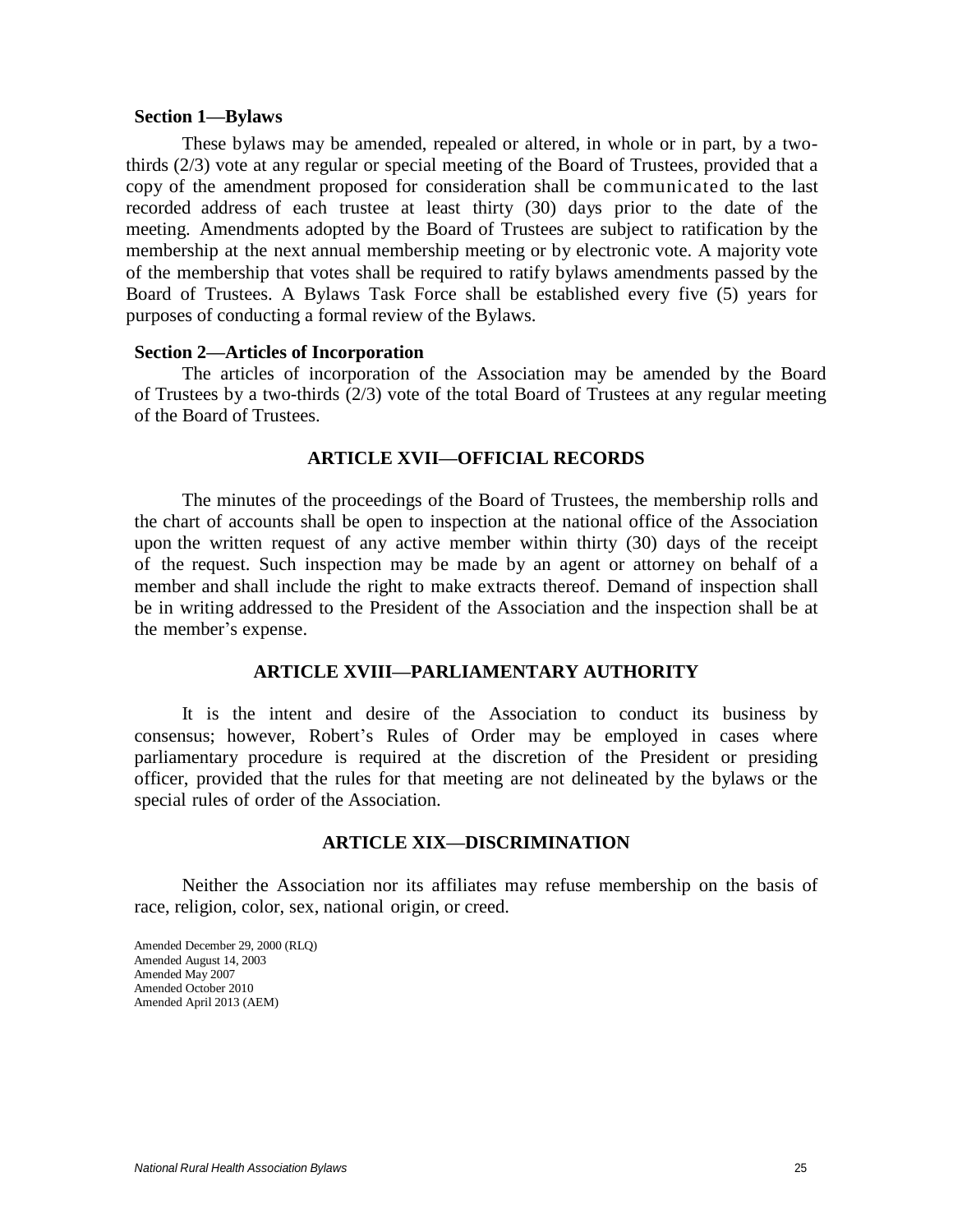**Section 1—Bylaws**

These bylaws may be amended, repealed or altered, in whole or in part, by a two-thirds (2/3) vote at any regular or special meeting of the Board of Trustees, provided that a copy of the amendment proposed for consideration shall be communicated to the last recorded address of each trustee at least thirty (30) days prior to the date of the meeting. Amendments adopted by the Board of Trustees are subject to ratification by the membership at the next annual membership meeting or by electronic vote. A majority vote of the membership that votes shall be required to ratify bylaws amendments passed by the Board of Trustees. A Bylaws Task Force shall be established every five (5) years for purposes of conducting a formal review of the Bylaws.

**Section 2—Articles of Incorporation**

The articles of incorporation of the Association may be amended by the Board of Trustees by a two-thirds (2/3) vote of the total Board of Trustees at any regular meeting of the Board of Trustees.

## ARTICLE XVII—OFFICIAL RECORDS

The minutes of the proceedings of the Board of Trustees, the membership rolls and the chart of accounts shall be open to inspection at the national office of the Association upon the written request of any active member within thirty (30) days of the receipt of the request. Such inspection may be made by an agent or attorney on behalf of a member and shall include the right to make extracts thereof. Demand of inspection shall be in writing addressed to the President of the Association and the inspection shall be at the member's expense.

## ARTICLE XVIII—PARLIAMENTARY AUTHORITY

It is the intent and desire of the Association to conduct its business by consensus; however, Robert's Rules of Order may be employed in cases where parliamentary procedure is required at the discretion of the President or presiding officer, provided that the rules for that meeting are not delineated by the bylaws or the special rules of order of the Association.

## ARTICLE XIX—DISCRIMINATION

Neither the Association nor its affiliates may refuse membership on the basis of race, religion, color, sex, national origin, or creed.

Amended December 29, 2000 (RLQ)
Amended August 14, 2003
Amended May 2007
Amended October 2010
Amended April 2013 (AEM)